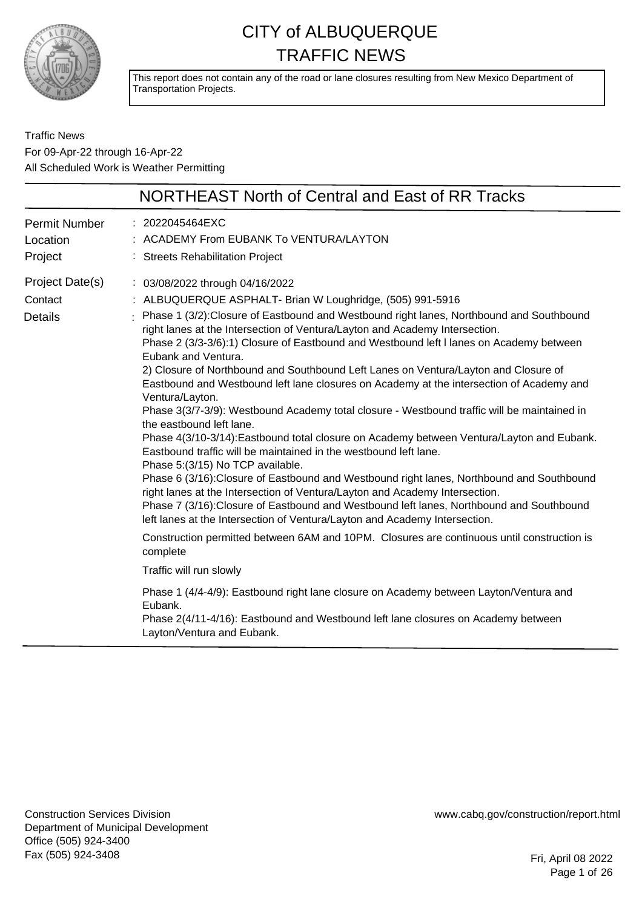# CITY of ALBUQUERQUE TRAFFIC NEWS

This report does not contain any of the road or lane closures resulting from New Mexico Department of Transportation Projects.

Traffic News
For 09-Apr-22 through 16-Apr-22
All Scheduled Work is Weather Permitting

## NORTHEAST North of Central and East of RR Tracks

**Permit Number** : 2022045464EXC
**Location** : ACADEMY From EUBANK To VENTURA/LAYTON
**Project** : Streets Rehabilitation Project
**Project Date(s)** : 03/08/2022 through 04/16/2022
**Contact** : ALBUQUERQUE ASPHALT- Brian W Loughridge, (505) 991-5916
**Details** :

Phase 1 (3/2):Closure of Eastbound and Westbound right lanes, Northbound and Southbound right lanes at the Intersection of Ventura/Layton and Academy Intersection.
Phase 2 (3/3-3/6):1) Closure of Eastbound and Westbound left l lanes on Academy between Eubank and Ventura.
2) Closure of Northbound and Southbound Left Lanes on Ventura/Layton and Closure of Eastbound and Westbound left lane closures on Academy at the intersection of Academy and Ventura/Layton.
Phase 3(3/7-3/9): Westbound Academy total closure - Westbound traffic will be maintained in the eastbound left lane.
Phase 4(3/10-3/14):Eastbound total closure on Academy between Ventura/Layton and Eubank. Eastbound traffic will be maintained in the westbound left lane.
Phase 5:(3/15) No TCP available.
Phase 6 (3/16):Closure of Eastbound and Westbound right lanes, Northbound and Southbound right lanes at the Intersection of Ventura/Layton and Academy Intersection.
Phase 7 (3/16):Closure of Eastbound and Westbound left lanes, Northbound and Southbound left lanes at the Intersection of Ventura/Layton and Academy Intersection.

Construction permitted between 6AM and 10PM. Closures are continuous until construction is complete

Traffic will run slowly

Phase 1 (4/4-4/9): Eastbound right lane closure on Academy between Layton/Ventura and Eubank.
Phase 2(4/11-4/16): Eastbound and Westbound left lane closures on Academy between Layton/Ventura and Eubank.

Construction Services Division
Department of Municipal Development
Office (505) 924-3400
Fax (505) 924-3408

www.cabq.gov/construction/report.html

Fri, April 08 2022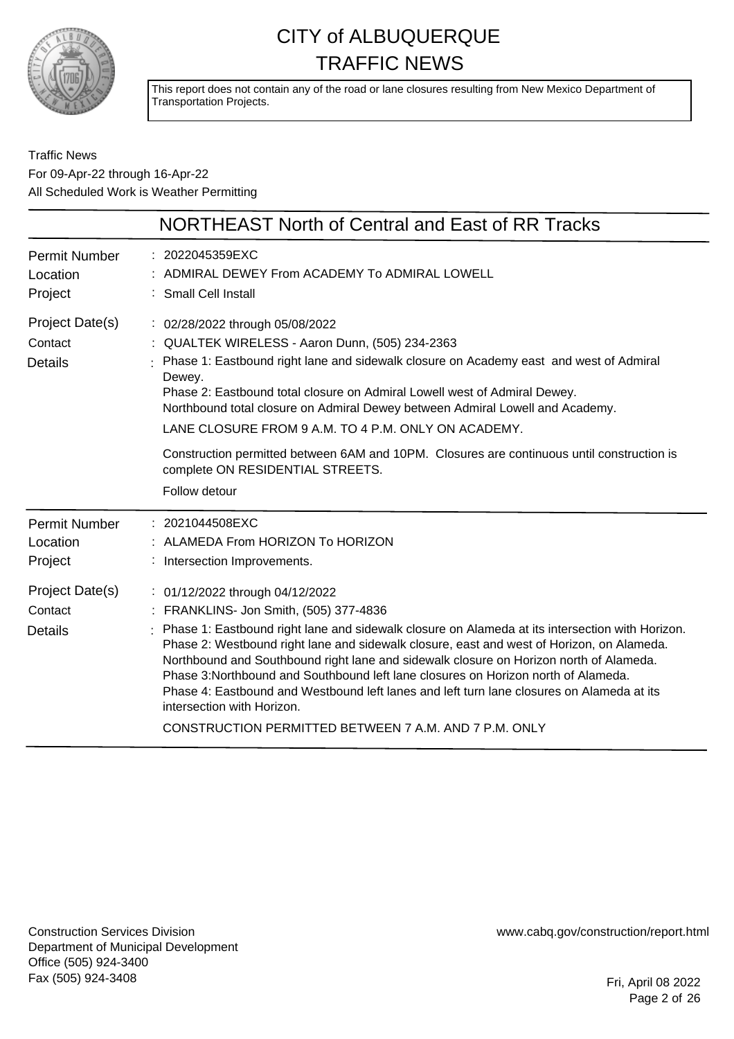# CITY of ALBUQUERQUE TRAFFIC NEWS

This report does not contain any of the road or lane closures resulting from New Mexico Department of Transportation Projects.

Traffic News
For 09-Apr-22 through 16-Apr-22
All Scheduled Work is Weather Permitting

## NORTHEAST North of Central and East of RR Tracks

**Permit Number**: 2022045359EXC
**Location**: ADMIRAL DEWEY From ACADEMY To ADMIRAL LOWELL
**Project**: Small Cell Install
**Project Date(s)**: 02/28/2022 through 05/08/2022
**Contact**: QUALTEK WIRELESS - Aaron Dunn, (505) 234-2363
**Details**: Phase 1: Eastbound right lane and sidewalk closure on Academy east and west of Admiral Dewey.
Phase 2: Eastbound total closure on Admiral Lowell west of Admiral Dewey.
Northbound total closure on Admiral Dewey between Admiral Lowell and Academy.

LANE CLOSURE FROM 9 A.M. TO 4 P.M. ONLY ON ACADEMY.

Construction permitted between 6AM and 10PM. Closures are continuous until construction is complete ON RESIDENTIAL STREETS.

Follow detour

---

**Permit Number**: 2021044508EXC
**Location**: ALAMEDA From HORIZON To HORIZON
**Project**: Intersection Improvements.
**Project Date(s)**: 01/12/2022 through 04/12/2022
**Contact**: FRANKLINS- Jon Smith, (505) 377-4836
**Details**: Phase 1: Eastbound right lane and sidewalk closure on Alameda at its intersection with Horizon.
Phase 2: Westbound right lane and sidewalk closure, east and west of Horizon, on Alameda.
Northbound and Southbound right lane and sidewalk closure on Horizon north of Alameda.
Phase 3:Northbound and Southbound left lane closures on Horizon north of Alameda.
Phase 4: Eastbound and Westbound left lanes and left turn lane closures on Alameda at its intersection with Horizon.

CONSTRUCTION PERMITTED BETWEEN 7 A.M. AND 7 P.M. ONLY

---

Construction Services Division
Department of Municipal Development
Office (505) 924-3400
Fax (505) 924-3408

www.cabq.gov/construction/report.html

Fri, April 08 2022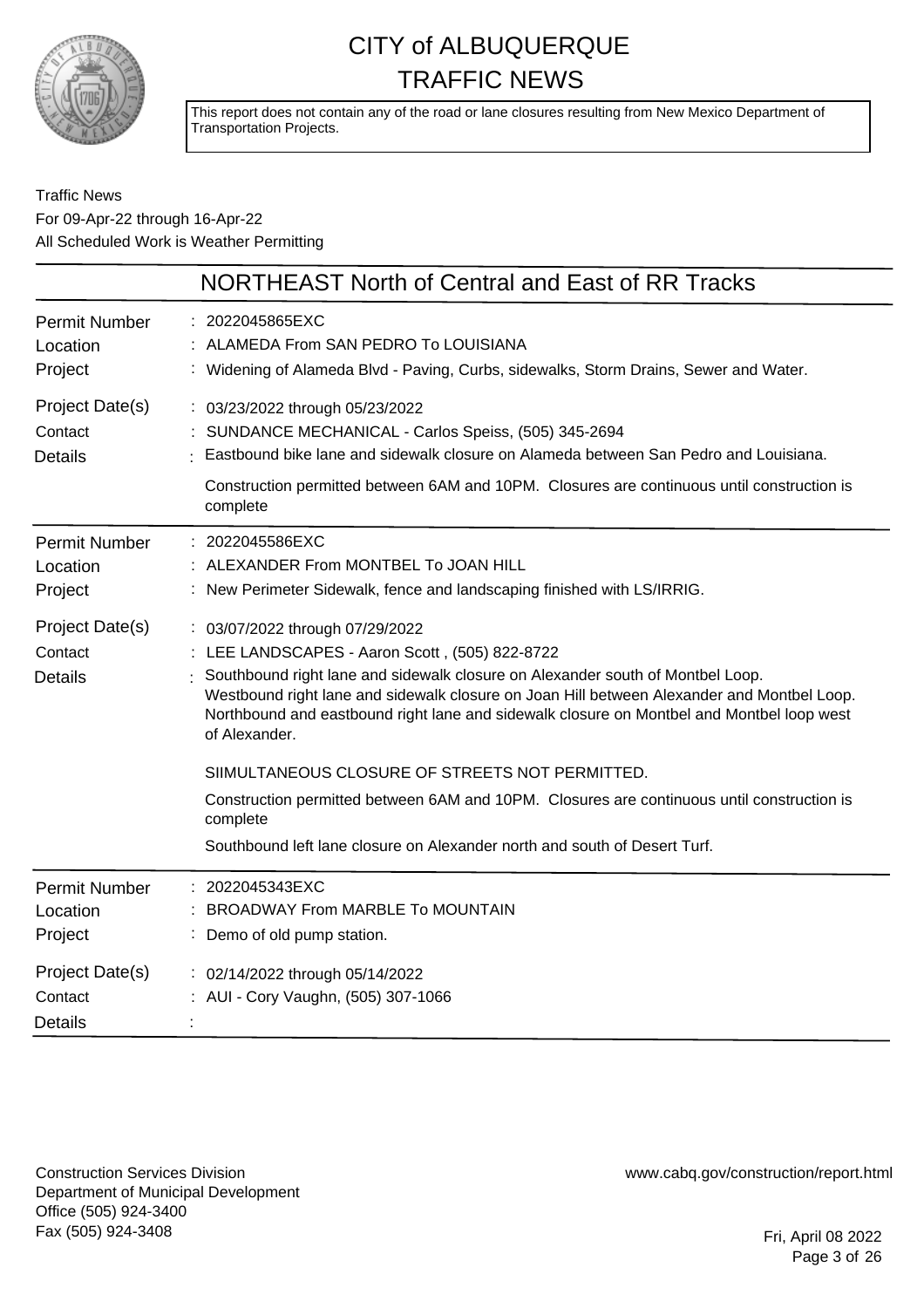# CITY of ALBUQUERQUE TRAFFIC NEWS

This report does not contain any of the road or lane closures resulting from New Mexico Department of Transportation Projects.

Traffic News
For 09-Apr-22 through 16-Apr-22
All Scheduled Work is Weather Permitting

## NORTHEAST North of Central and East of RR Tracks

| | |
|---|---|
| Permit Number | 2022045865EXC |
| Location | ALAMEDA From SAN PEDRO To LOUISIANA |
| Project | Widening of Alameda Blvd - Paving, Curbs, sidewalks, Storm Drains, Sewer and Water. |
| Project Date(s) | 03/23/2022 through 05/23/2022 |
| Contact | SUNDANCE MECHANICAL - Carlos Speiss, (505) 345-2694 |
| Details | Eastbound bike lane and sidewalk closure on Alameda between San Pedro and Louisiana.<br><br>Construction permitted between 6AM and 10PM. Closures are continuous until construction is complete |

| | |
|---|---|
| Permit Number | 2022045586EXC |
| Location | ALEXANDER From MONTBEL To JOAN HILL |
| Project | New Perimeter Sidewalk, fence and landscaping finished with LS/IRRIG. |
| Project Date(s) | 03/07/2022 through 07/29/2022 |
| Contact | LEE LANDSCAPES - Aaron Scott , (505) 822-8722 |
| Details | Southbound right lane and sidewalk closure on Alexander south of Montbel Loop.<br>Westbound right lane and sidewalk closure on Joan Hill between Alexander and Montbel Loop.<br>Northbound and eastbound right lane and sidewalk closure on Montbel and Montbel loop west of Alexander.<br><br>SIIMULTANEOUS CLOSURE OF STREETS NOT PERMITTED.<br><br>Construction permitted between 6AM and 10PM. Closures are continuous until construction is complete<br><br>Southbound left lane closure on Alexander north and south of Desert Turf. |

| | |
|---|---|
| Permit Number | 2022045343EXC |
| Location | BROADWAY From MARBLE To MOUNTAIN |
| Project | Demo of old pump station. |
| Project Date(s) | 02/14/2022 through 05/14/2022 |
| Contact | AUI - Cory Vaughn, (505) 307-1066 |
| Details | |

Construction Services Division
Department of Municipal Development
Office (505) 924-3400
Fax (505) 924-3408

www.cabq.gov/construction/report.html

Fri, April 08 2022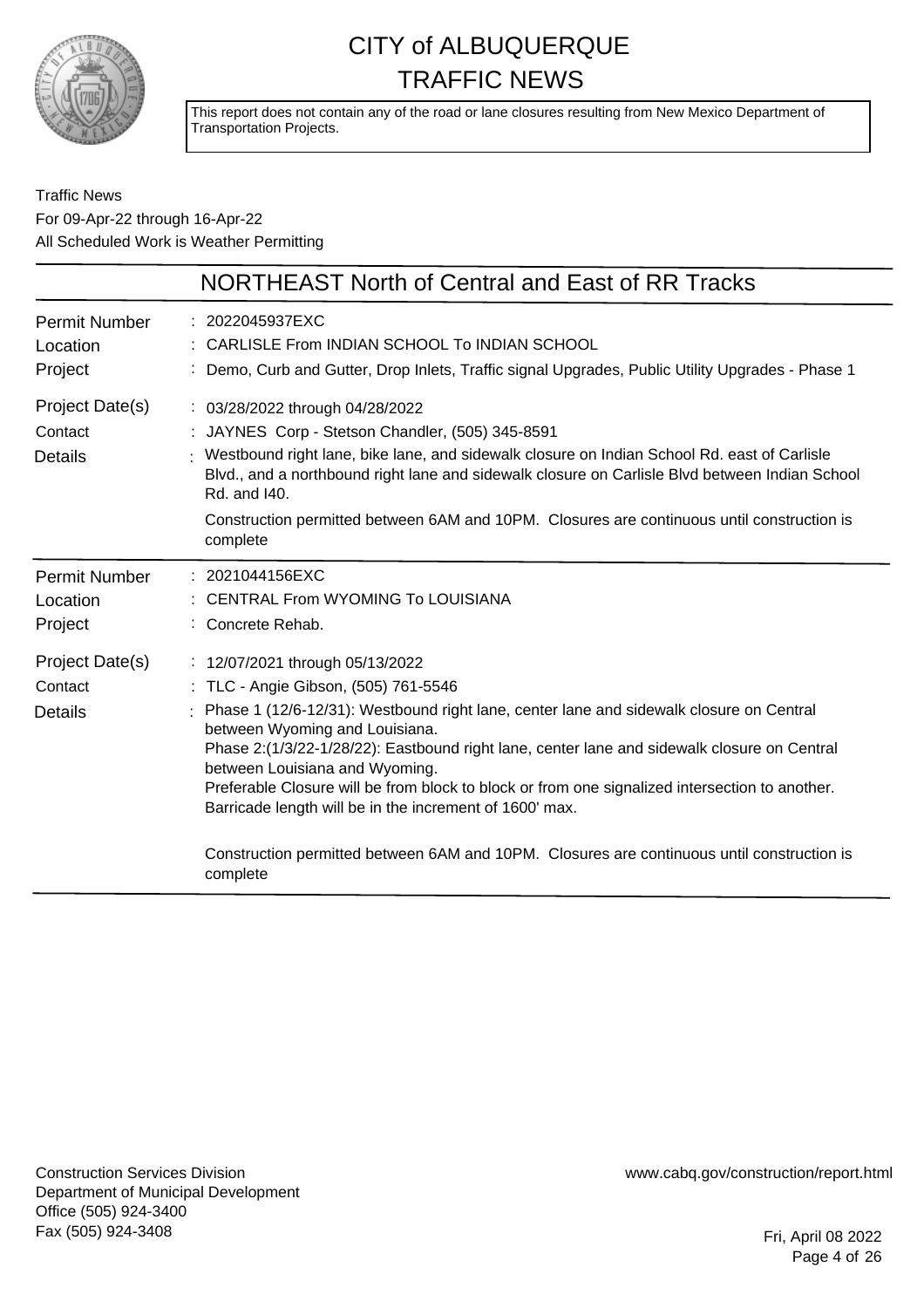# CITY of ALBUQUERQUE TRAFFIC NEWS

This report does not contain any of the road or lane closures resulting from New Mexico Department of Transportation Projects.

Traffic News
For 09-Apr-22 through 16-Apr-22
All Scheduled Work is Weather Permitting

## NORTHEAST North of Central and East of RR Tracks

| | |
|---|---|
| Permit Number | 2022045937EXC |
| Location | CARLISLE From INDIAN SCHOOL To INDIAN SCHOOL |
| Project | Demo, Curb and Gutter, Drop Inlets, Traffic signal Upgrades, Public Utility Upgrades - Phase 1 |
| Project Date(s) | 03/28/2022 through 04/28/2022 |
| Contact | JAYNES Corp - Stetson Chandler, (505) 345-8591 |
| Details | Westbound right lane, bike lane, and sidewalk closure on Indian School Rd. east of Carlisle Blvd., and a northbound right lane and sidewalk closure on Carlisle Blvd between Indian School Rd. and I40.<br><br>Construction permitted between 6AM and 10PM. Closures are continuous until construction is complete |

| | |
|---|---|
| Permit Number | 2021044156EXC |
| Location | CENTRAL From WYOMING To LOUISIANA |
| Project | Concrete Rehab. |
| Project Date(s) | 12/07/2021 through 05/13/2022 |
| Contact | TLC - Angie Gibson, (505) 761-5546 |
| Details | Phase 1 (12/6-12/31): Westbound right lane, center lane and sidewalk closure on Central between Wyoming and Louisiana.<br>Phase 2:(1/3/22-1/28/22): Eastbound right lane, center lane and sidewalk closure on Central between Louisiana and Wyoming.<br>Preferable Closure will be from block to block or from one signalized intersection to another. Barricade length will be in the increment of 1600' max.<br><br>Construction permitted between 6AM and 10PM. Closures are continuous until construction is complete |

Construction Services Division
Department of Municipal Development
Office (505) 924-3400
Fax (505) 924-3408

www.cabq.gov/construction/report.html

Fri, April 08 2022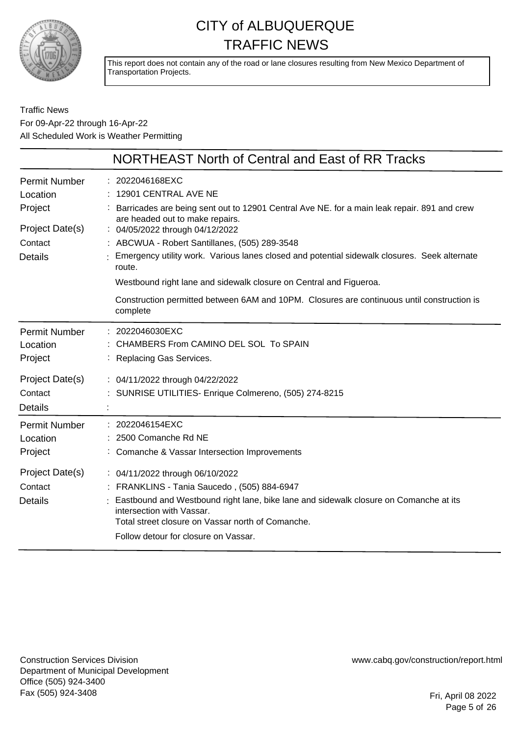# CITY of ALBUQUERQUE TRAFFIC NEWS

This report does not contain any of the road or lane closures resulting from New Mexico Department of Transportation Projects.

Traffic News
For 09-Apr-22 through 16-Apr-22
All Scheduled Work is Weather Permitting

## NORTHEAST North of Central and East of RR Tracks

| | |
|---|---|
| Permit Number | : 2022046168EXC |
| Location | : 12901 CENTRAL AVE NE |
| Project | : Barricades are being sent out to 12901 Central Ave NE. for a main leak repair. 891 and crew are headed out to make repairs. |
| Project Date(s) | : 04/05/2022 through 04/12/2022 |
| Contact | : ABCWUA - Robert Santillanes, (505) 289-3548 |
| Details | : Emergency utility work. Various lanes closed and potential sidewalk closures. Seek alternate route. Westbound right lane and sidewalk closure on Central and Figueroa. Construction permitted between 6AM and 10PM. Closures are continuous until construction is complete |

| | |
|---|---|
| Permit Number | : 2022046030EXC |
| Location | : CHAMBERS From CAMINO DEL SOL To SPAIN |
| Project | : Replacing Gas Services. |
| Project Date(s) | : 04/11/2022 through 04/22/2022 |
| Contact | : SUNRISE UTILITIES- Enrique Colmereno, (505) 274-8215 |
| Details | : |

| | |
|---|---|
| Permit Number | : 2022046154EXC |
| Location | : 2500 Comanche Rd NE |
| Project | : Comanche & Vassar Intersection Improvements |
| Project Date(s) | : 04/11/2022 through 06/10/2022 |
| Contact | : FRANKLINS - Tania Saucedo , (505) 884-6947 |
| Details | : Eastbound and Westbound right lane, bike lane and sidewalk closure on Comanche at its intersection with Vassar. Total street closure on Vassar north of Comanche. Follow detour for closure on Vassar. |

Construction Services Division
Department of Municipal Development
Office (505) 924-3400
Fax (505) 924-3408

www.cabq.gov/construction/report.html

Fri, April 08 2022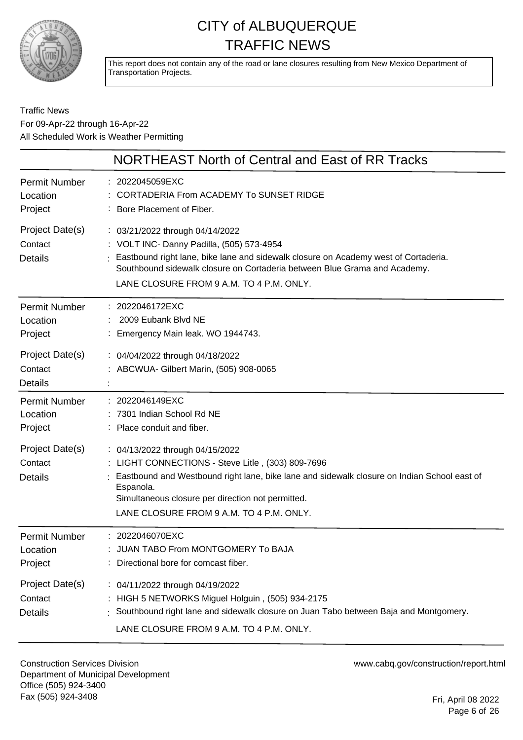# CITY of ALBUQUERQUE TRAFFIC NEWS

This report does not contain any of the road or lane closures resulting from New Mexico Department of Transportation Projects.

Traffic News
For 09-Apr-22 through 16-Apr-22
All Scheduled Work is Weather Permitting

## NORTHEAST North of Central and East of RR Tracks

| | |
|---|---|
| Permit Number | : 2022045059EXC |
| Location | : CORTADERIA From ACADEMY To SUNSET RIDGE |
| Project | : Bore Placement of Fiber. |
| Project Date(s) | : 03/21/2022 through 04/14/2022 |
| Contact | : VOLT INC- Danny Padilla, (505) 573-4954 |
| Details | : Eastbound right lane, bike lane and sidewalk closure on Academy west of Cortaderia. Southbound sidewalk closure on Cortaderia between Blue Grama and Academy. LANE CLOSURE FROM 9 A.M. TO 4 P.M. ONLY. |

| | |
|---|---|
| Permit Number | : 2022046172EXC |
| Location | : 2009 Eubank Blvd NE |
| Project | : Emergency Main leak. WO 1944743. |
| Project Date(s) | : 04/04/2022 through 04/18/2022 |
| Contact | : ABCWUA- Gilbert Marin, (505) 908-0065 |
| Details | : |

| | |
|---|---|
| Permit Number | : 2022046149EXC |
| Location | : 7301 Indian School Rd NE |
| Project | : Place conduit and fiber. |
| Project Date(s) | : 04/13/2022 through 04/15/2022 |
| Contact | : LIGHT CONNECTIONS - Steve Litle , (303) 809-7696 |
| Details | : Eastbound and Westbound right lane, bike lane and sidewalk closure on Indian School east of Espanola. Simultaneous closure per direction not permitted. LANE CLOSURE FROM 9 A.M. TO 4 P.M. ONLY. |

| | |
|---|---|
| Permit Number | : 2022046070EXC |
| Location | : JUAN TABO From MONTGOMERY To BAJA |
| Project | : Directional bore for comcast fiber. |
| Project Date(s) | : 04/11/2022 through 04/19/2022 |
| Contact | : HIGH 5 NETWORKS Miguel Holguin , (505) 934-2175 |
| Details | : Southbound right lane and sidewalk closure on Juan Tabo between Baja and Montgomery. LANE CLOSURE FROM 9 A.M. TO 4 P.M. ONLY. |

Construction Services Division
Department of Municipal Development
Office (505) 924-3400
Fax (505) 924-3408

www.cabq.gov/construction/report.html

Fri, April 08 2022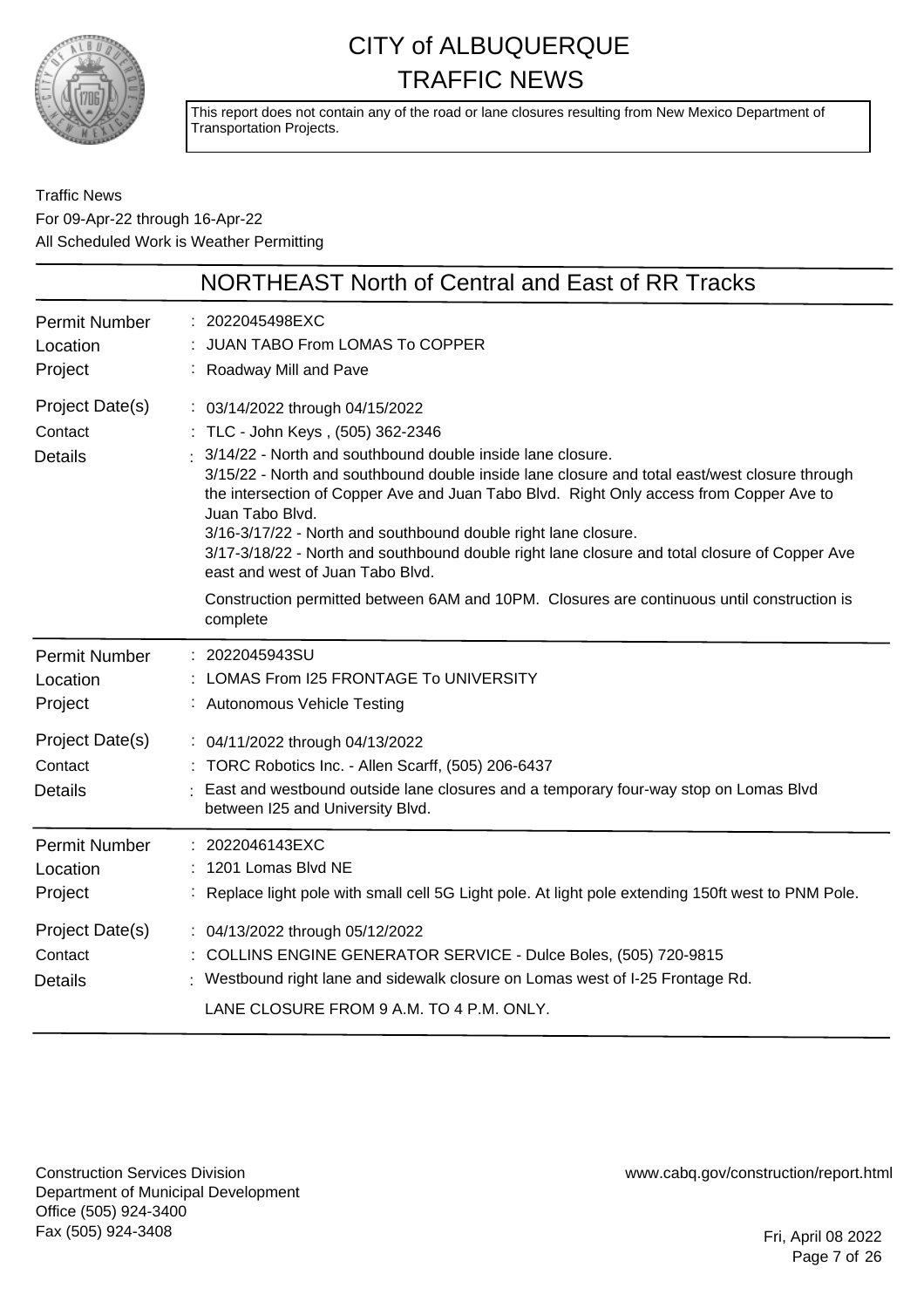# CITY of ALBUQUERQUE TRAFFIC NEWS

This report does not contain any of the road or lane closures resulting from New Mexico Department of Transportation Projects.

Traffic News
For 09-Apr-22 through 16-Apr-22
All Scheduled Work is Weather Permitting

## NORTHEAST North of Central and East of RR Tracks

| | |
|---|---|
| Permit Number | 2022045498EXC |
| Location | JUAN TABO From LOMAS To COPPER |
| Project | Roadway Mill and Pave |
| Project Date(s) | 03/14/2022 through 04/15/2022 |
| Contact | TLC - John Keys , (505) 362-2346 |
| Details | 3/14/22 - North and southbound double inside lane closure.<br>3/15/22 - North and southbound double inside lane closure and total east/west closure through the intersection of Copper Ave and Juan Tabo Blvd. Right Only access from Copper Ave to Juan Tabo Blvd.<br>3/16-3/17/22 - North and southbound double right lane closure.<br>3/17-3/18/22 - North and southbound double right lane closure and total closure of Copper Ave east and west of Juan Tabo Blvd.<br><br>Construction permitted between 6AM and 10PM. Closures are continuous until construction is complete |

| | |
|---|---|
| Permit Number | 2022045943SU |
| Location | LOMAS From I25 FRONTAGE To UNIVERSITY |
| Project | Autonomous Vehicle Testing |
| Project Date(s) | 04/11/2022 through 04/13/2022 |
| Contact | TORC Robotics Inc. - Allen Scarff, (505) 206-6437 |
| Details | East and westbound outside lane closures and a temporary four-way stop on Lomas Blvd between I25 and University Blvd. |

| | |
|---|---|
| Permit Number | 2022046143EXC |
| Location | 1201 Lomas Blvd NE |
| Project | Replace light pole with small cell 5G Light pole. At light pole extending 150ft west to PNM Pole. |
| Project Date(s) | 04/13/2022 through 05/12/2022 |
| Contact | COLLINS ENGINE GENERATOR SERVICE - Dulce Boles, (505) 720-9815 |
| Details | Westbound right lane and sidewalk closure on Lomas west of I-25 Frontage Rd.<br><br>LANE CLOSURE FROM 9 A.M. TO 4 P.M. ONLY. |

Construction Services Division
Department of Municipal Development
Office (505) 924-3400
Fax (505) 924-3408

www.cabq.gov/construction/report.html

Fri, April 08 2022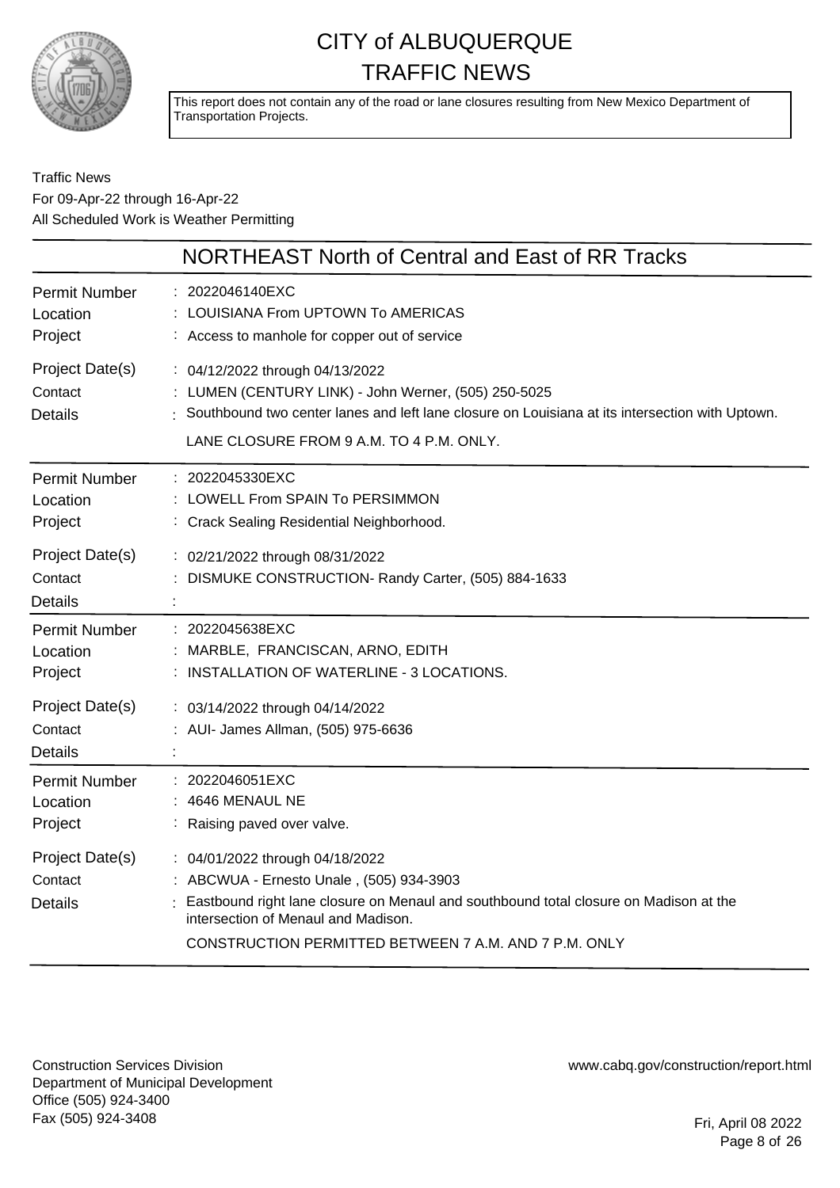# CITY of ALBUQUERQUE
# TRAFFIC NEWS

This report does not contain any of the road or lane closures resulting from New Mexico Department of Transportation Projects.

Traffic News
For 09-Apr-22 through 16-Apr-22
All Scheduled Work is Weather Permitting

## NORTHEAST North of Central and East of RR Tracks

| | |
|---|---|
| Permit Number | : 2022046140EXC |
| Location | : LOUISIANA From UPTOWN To AMERICAS |
| Project | : Access to manhole for copper out of service |
| Project Date(s) | : 04/12/2022 through 04/13/2022 |
| Contact | : LUMEN (CENTURY LINK) - John Werner, (505) 250-5025 |
| Details | : Southbound two center lanes and left lane closure on Louisiana at its intersection with Uptown. LANE CLOSURE FROM 9 A.M. TO 4 P.M. ONLY. |

| | |
|---|---|
| Permit Number | : 2022045330EXC |
| Location | : LOWELL From SPAIN To PERSIMMON |
| Project | : Crack Sealing Residential Neighborhood. |
| Project Date(s) | : 02/21/2022 through 08/31/2022 |
| Contact | : DISMUKE CONSTRUCTION- Randy Carter, (505) 884-1633 |
| Details | : |

| | |
|---|---|
| Permit Number | : 2022045638EXC |
| Location | : MARBLE, FRANCISCAN, ARNO, EDITH |
| Project | : INSTALLATION OF WATERLINE - 3 LOCATIONS. |
| Project Date(s) | : 03/14/2022 through 04/14/2022 |
| Contact | : AUI- James Allman, (505) 975-6636 |
| Details | : |

| | |
|---|---|
| Permit Number | : 2022046051EXC |
| Location | : 4646 MENAUL NE |
| Project | : Raising paved over valve. |
| Project Date(s) | : 04/01/2022 through 04/18/2022 |
| Contact | : ABCWUA - Ernesto Unale , (505) 934-3903 |
| Details | : Eastbound right lane closure on Menaul and southbound total closure on Madison at the intersection of Menaul and Madison. CONSTRUCTION PERMITTED BETWEEN 7 A.M. AND 7 P.M. ONLY |

Construction Services Division
Department of Municipal Development
Office (505) 924-3400
Fax (505) 924-3408

www.cabq.gov/construction/report.html

Fri, April 08 2022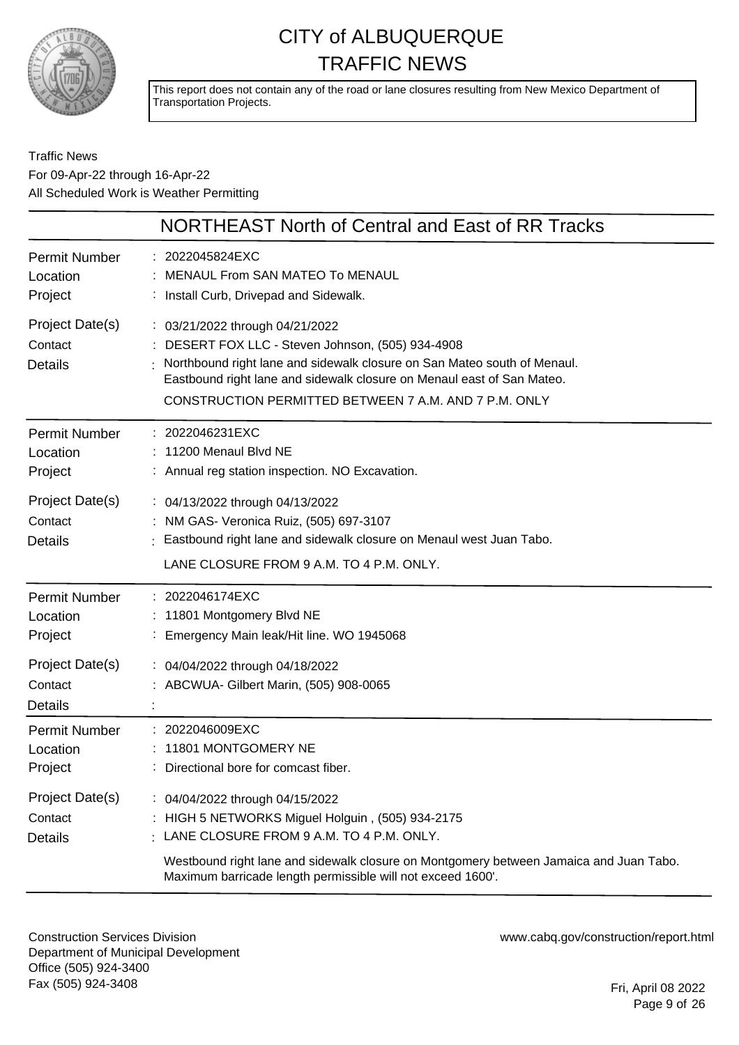# CITY of ALBUQUERQUE TRAFFIC NEWS

This report does not contain any of the road or lane closures resulting from New Mexico Department of Transportation Projects.

Traffic News
For 09-Apr-22 through 16-Apr-22
All Scheduled Work is Weather Permitting

## NORTHEAST North of Central and East of RR Tracks

| | |
|---|---|
| Permit Number | 2022045824EXC |
| Location | MENAUL From SAN MATEO To MENAUL |
| Project | Install Curb, Drivepad and Sidewalk. |
| Project Date(s) | 03/21/2022 through 04/21/2022 |
| Contact | DESERT FOX LLC - Steven Johnson, (505) 934-4908 |
| Details | Northbound right lane and sidewalk closure on San Mateo south of Menaul. Eastbound right lane and sidewalk closure on Menaul east of San Mateo. CONSTRUCTION PERMITTED BETWEEN 7 A.M. AND 7 P.M. ONLY |

| | |
|---|---|
| Permit Number | 2022046231EXC |
| Location | 11200 Menaul Blvd NE |
| Project | Annual reg station inspection. NO Excavation. |
| Project Date(s) | 04/13/2022 through 04/13/2022 |
| Contact | NM GAS- Veronica Ruiz, (505) 697-3107 |
| Details | Eastbound right lane and sidewalk closure on Menaul west Juan Tabo. LANE CLOSURE FROM 9 A.M. TO 4 P.M. ONLY. |

| | |
|---|---|
| Permit Number | 2022046174EXC |
| Location | 11801 Montgomery Blvd NE |
| Project | Emergency Main leak/Hit line. WO 1945068 |
| Project Date(s) | 04/04/2022 through 04/18/2022 |
| Contact | ABCWUA- Gilbert Marin, (505) 908-0065 |
| Details | |

| | |
|---|---|
| Permit Number | 2022046009EXC |
| Location | 11801 MONTGOMERY NE |
| Project | Directional bore for comcast fiber. |
| Project Date(s) | 04/04/2022 through 04/15/2022 |
| Contact | HIGH 5 NETWORKS Miguel Holguin , (505) 934-2175 |
| Details | LANE CLOSURE FROM 9 A.M. TO 4 P.M. ONLY. Westbound right lane and sidewalk closure on Montgomery between Jamaica and Juan Tabo. Maximum barricade length permissible will not exceed 1600'. |

Construction Services Division
Department of Municipal Development
Office (505) 924-3400
Fax (505) 924-3408

www.cabq.gov/construction/report.html

Fri, April 08 2022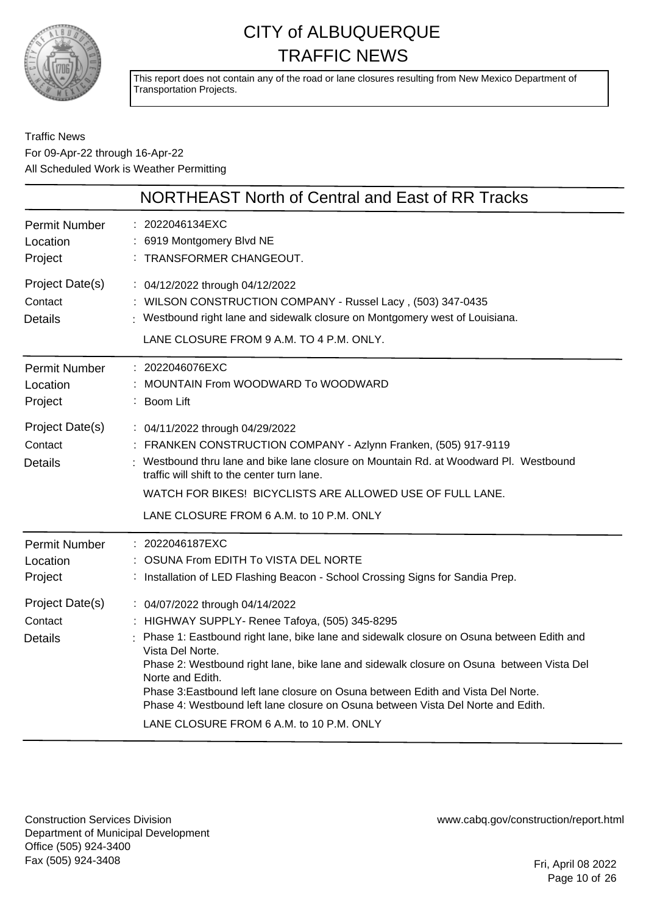# CITY of ALBUQUERQUE
# TRAFFIC NEWS

This report does not contain any of the road or lane closures resulting from New Mexico Department of Transportation Projects.

Traffic News
For 09-Apr-22 through 16-Apr-22
All Scheduled Work is Weather Permitting

## NORTHEAST North of Central and East of RR Tracks

| | |
|---|---|
| Permit Number | : 2022046134EXC |
| Location | : 6919 Montgomery Blvd NE |
| Project | : TRANSFORMER CHANGEOUT. |
| Project Date(s) | : 04/12/2022 through 04/12/2022 |
| Contact | : WILSON CONSTRUCTION COMPANY - Russel Lacy , (503) 347-0435 |
| Details | : Westbound right lane and sidewalk closure on Montgomery west of Louisiana.<br>LANE CLOSURE FROM 9 A.M. TO 4 P.M. ONLY. |

| | |
|---|---|
| Permit Number | : 2022046076EXC |
| Location | : MOUNTAIN From WOODWARD To WOODWARD |
| Project | : Boom Lift |
| Project Date(s) | : 04/11/2022 through 04/29/2022 |
| Contact | : FRANKEN CONSTRUCTION COMPANY - Azlynn Franken, (505) 917-9119 |
| Details | : Westbound thru lane and bike lane closure on Mountain Rd. at Woodward Pl. Westbound traffic will shift to the center turn lane.<br>WATCH FOR BIKES! BICYCLISTS ARE ALLOWED USE OF FULL LANE.<br>LANE CLOSURE FROM 6 A.M. to 10 P.M. ONLY |

| | |
|---|---|
| Permit Number | : 2022046187EXC |
| Location | : OSUNA From EDITH To VISTA DEL NORTE |
| Project | : Installation of LED Flashing Beacon - School Crossing Signs for Sandia Prep. |
| Project Date(s) | : 04/07/2022 through 04/14/2022 |
| Contact | : HIGHWAY SUPPLY- Renee Tafoya, (505) 345-8295 |
| Details | : Phase 1: Eastbound right lane, bike lane and sidewalk closure on Osuna between Edith and Vista Del Norte.<br>Phase 2: Westbound right lane, bike lane and sidewalk closure on Osuna between Vista Del Norte and Edith.<br>Phase 3:Eastbound left lane closure on Osuna between Edith and Vista Del Norte.<br>Phase 4: Westbound left lane closure on Osuna between Vista Del Norte and Edith.<br>LANE CLOSURE FROM 6 A.M. to 10 P.M. ONLY |

Construction Services Division
Department of Municipal Development
Office (505) 924-3400
Fax (505) 924-3408

www.cabq.gov/construction/report.html

Fri, April 08 2022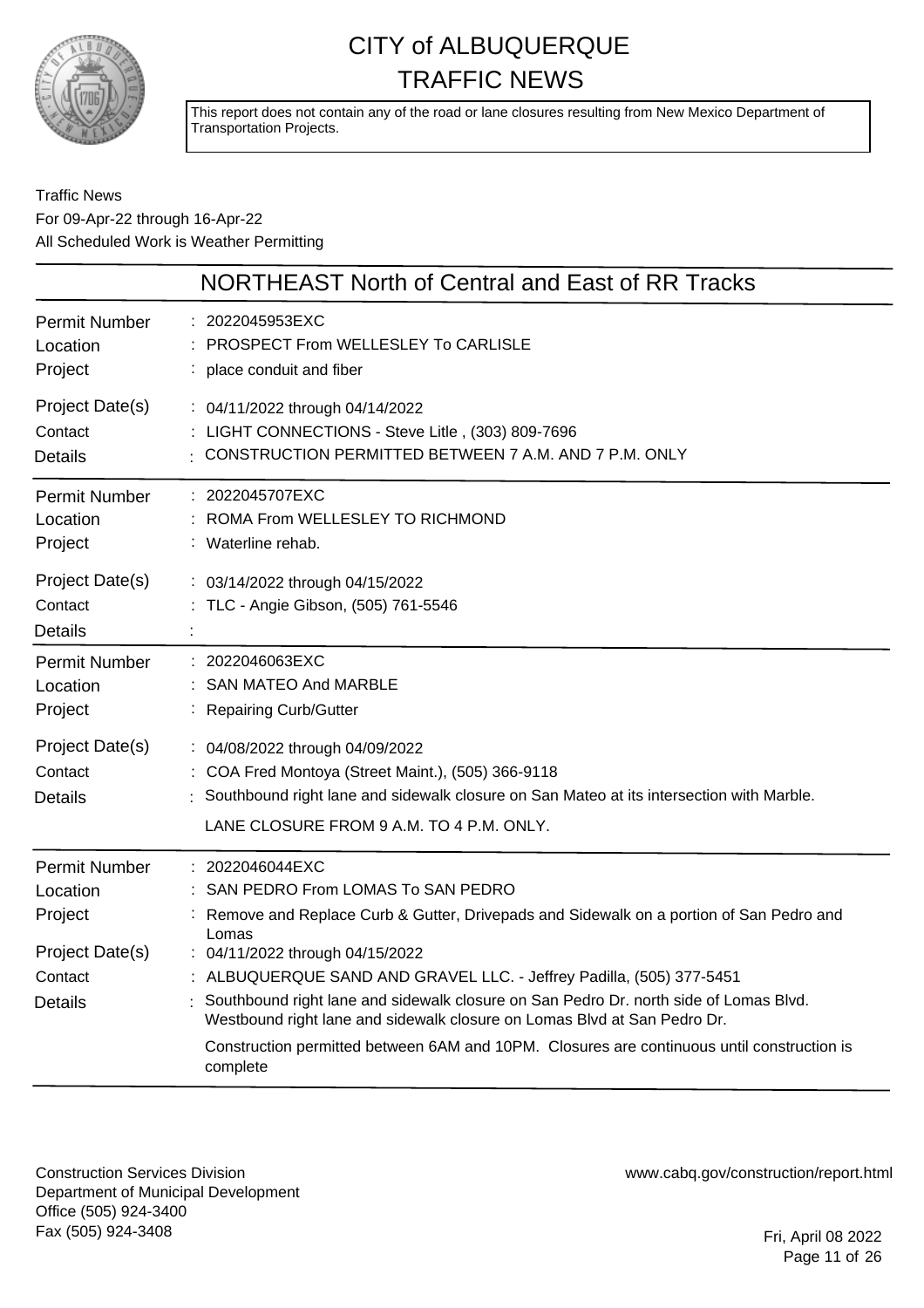# CITY of ALBUQUERQUE TRAFFIC NEWS

This report does not contain any of the road or lane closures resulting from New Mexico Department of Transportation Projects.

Traffic News
For 09-Apr-22 through 16-Apr-22
All Scheduled Work is Weather Permitting

## NORTHEAST North of Central and East of RR Tracks

| | |
|---|---|
| Permit Number | 2022045953EXC |
| Location | PROSPECT From WELLESLEY To CARLISLE |
| Project | place conduit and fiber |
| Project Date(s) | 04/11/2022 through 04/14/2022 |
| Contact | LIGHT CONNECTIONS - Steve Litle , (303) 809-7696 |
| Details | CONSTRUCTION PERMITTED BETWEEN 7 A.M. AND 7 P.M. ONLY |

| | |
|---|---|
| Permit Number | 2022045707EXC |
| Location | ROMA From WELLESLEY TO RICHMOND |
| Project | Waterline rehab. |
| Project Date(s) | 03/14/2022 through 04/15/2022 |
| Contact | TLC - Angie Gibson, (505) 761-5546 |
| Details | |

| | |
|---|---|
| Permit Number | 2022046063EXC |
| Location | SAN MATEO And MARBLE |
| Project | Repairing Curb/Gutter |
| Project Date(s) | 04/08/2022 through 04/09/2022 |
| Contact | COA Fred Montoya (Street Maint.), (505) 366-9118 |
| Details | Southbound right lane and sidewalk closure on San Mateo at its intersection with Marble. LANE CLOSURE FROM 9 A.M. TO 4 P.M. ONLY. |

| | |
|---|---|
| Permit Number | 2022046044EXC |
| Location | SAN PEDRO From LOMAS To SAN PEDRO |
| Project | Remove and Replace Curb & Gutter, Drivepads and Sidewalk on a portion of San Pedro and Lomas |
| Project Date(s) | 04/11/2022 through 04/15/2022 |
| Contact | ALBUQUERQUE SAND AND GRAVEL LLC. - Jeffrey Padilla, (505) 377-5451 |
| Details | Southbound right lane and sidewalk closure on San Pedro Dr. north side of Lomas Blvd. Westbound right lane and sidewalk closure on Lomas Blvd at San Pedro Dr. Construction permitted between 6AM and 10PM. Closures are continuous until construction is complete |

Construction Services Division
Department of Municipal Development
Office (505) 924-3400
Fax (505) 924-3408

www.cabq.gov/construction/report.html

Fri, April 08 2022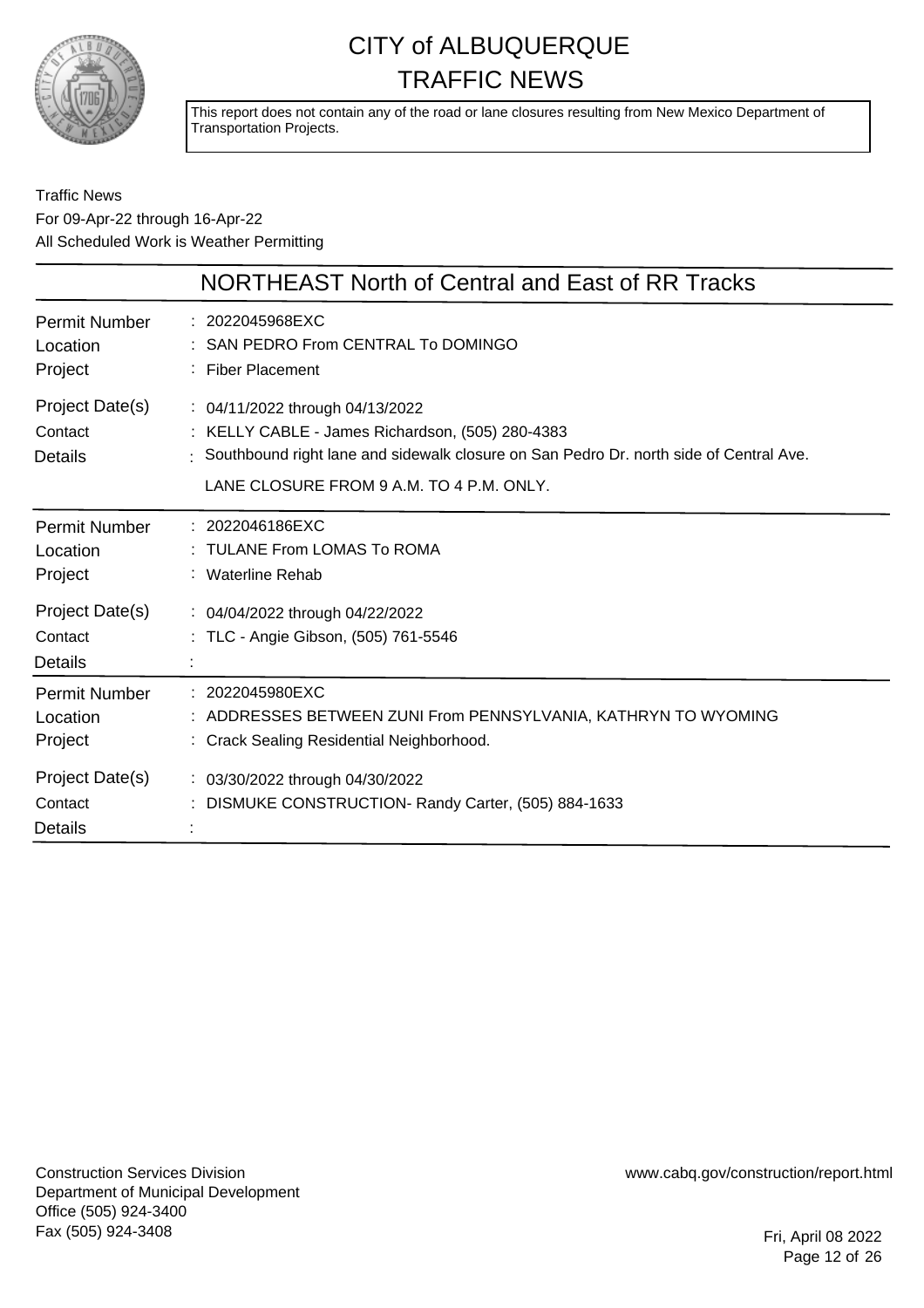# CITY of ALBUQUERQUE TRAFFIC NEWS

This report does not contain any of the road or lane closures resulting from New Mexico Department of Transportation Projects.

Traffic News
For 09-Apr-22 through 16-Apr-22
All Scheduled Work is Weather Permitting

## NORTHEAST North of Central and East of RR Tracks

| | |
|---|---|
| Permit Number | : 2022045968EXC |
| Location | : SAN PEDRO From CENTRAL To DOMINGO |
| Project | : Fiber Placement |
| Project Date(s) | : 04/11/2022 through 04/13/2022 |
| Contact | : KELLY CABLE - James Richardson, (505) 280-4383 |
| Details | : Southbound right lane and sidewalk closure on San Pedro Dr. north side of Central Ave. LANE CLOSURE FROM 9 A.M. TO 4 P.M. ONLY. |

| | |
|---|---|
| Permit Number | : 2022046186EXC |
| Location | : TULANE From LOMAS To ROMA |
| Project | : Waterline Rehab |
| Project Date(s) | : 04/04/2022 through 04/22/2022 |
| Contact | : TLC - Angie Gibson, (505) 761-5546 |
| Details | : |

| | |
|---|---|
| Permit Number | : 2022045980EXC |
| Location | : ADDRESSES BETWEEN ZUNI From PENNSYLVANIA, KATHRYN TO WYOMING |
| Project | : Crack Sealing Residential Neighborhood. |
| Project Date(s) | : 03/30/2022 through 04/30/2022 |
| Contact | : DISMUKE CONSTRUCTION- Randy Carter, (505) 884-1633 |
| Details | : |

Construction Services Division
Department of Municipal Development
Office (505) 924-3400
Fax (505) 924-3408

www.cabq.gov/construction/report.html

Fri, April 08 2022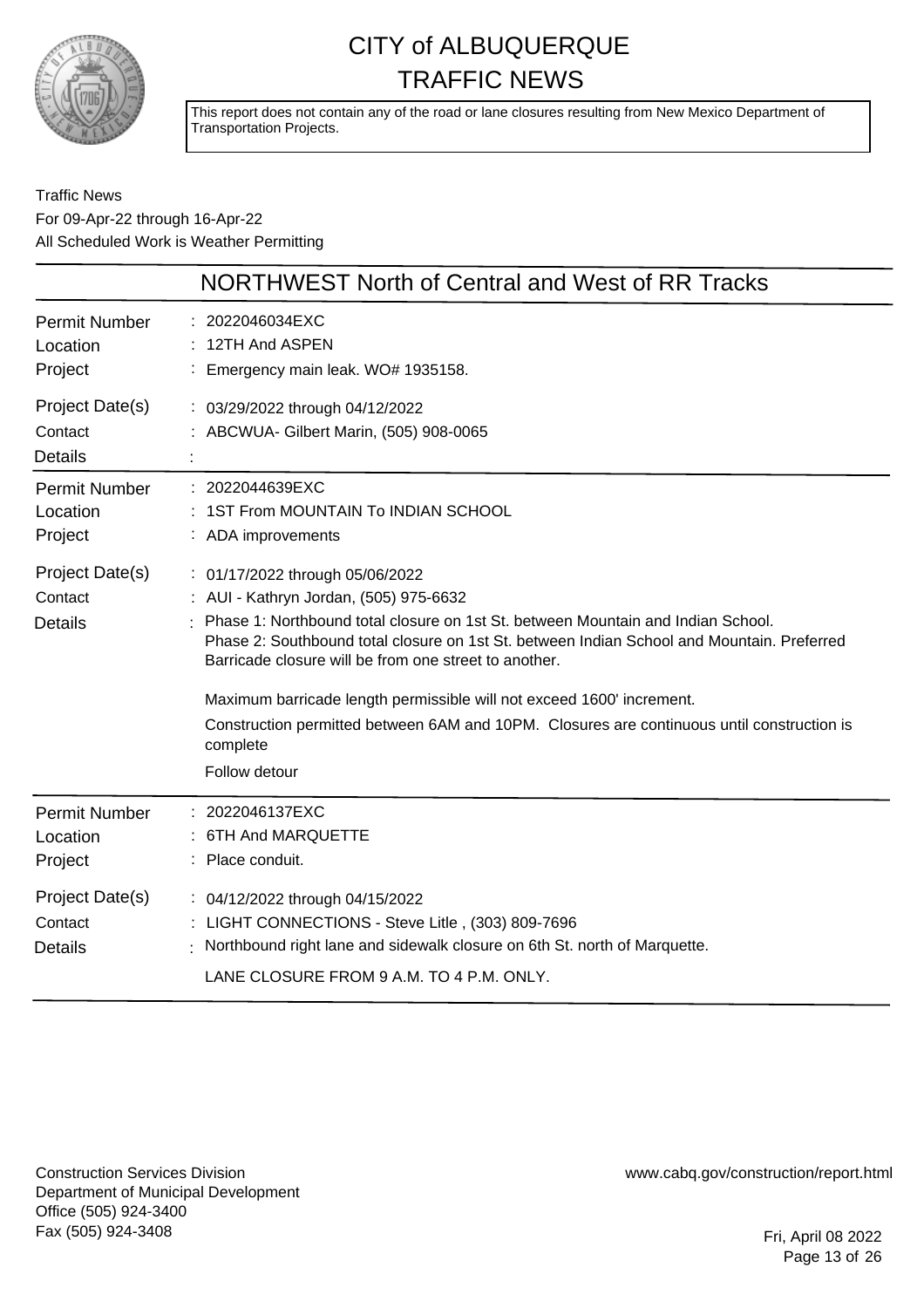# CITY of ALBUQUERQUE TRAFFIC NEWS

This report does not contain any of the road or lane closures resulting from New Mexico Department of Transportation Projects.

Traffic News
For 09-Apr-22 through 16-Apr-22
All Scheduled Work is Weather Permitting

## NORTHWEST North of Central and West of RR Tracks

| | |
|---|---|
| Permit Number | 2022046034EXC |
| Location | 12TH And ASPEN |
| Project | Emergency main leak. WO# 1935158. |
| Project Date(s) | 03/29/2022 through 04/12/2022 |
| Contact | ABCWUA- Gilbert Marin, (505) 908-0065 |
| Details | |

| | |
|---|---|
| Permit Number | 2022044639EXC |
| Location | 1ST From MOUNTAIN To INDIAN SCHOOL |
| Project | ADA improvements |
| Project Date(s) | 01/17/2022 through 05/06/2022 |
| Contact | AUI - Kathryn Jordan, (505) 975-6632 |
| Details | Phase 1: Northbound total closure on 1st St. between Mountain and Indian School. Phase 2: Southbound total closure on 1st St. between Indian School and Mountain. Preferred Barricade closure will be from one street to another.<br><br>Maximum barricade length permissible will not exceed 1600' increment.<br><br>Construction permitted between 6AM and 10PM. Closures are continuous until construction is complete<br><br>Follow detour |

| | |
|---|---|
| Permit Number | 2022046137EXC |
| Location | 6TH And MARQUETTE |
| Project | Place conduit. |
| Project Date(s) | 04/12/2022 through 04/15/2022 |
| Contact | LIGHT CONNECTIONS - Steve Litle , (303) 809-7696 |
| Details | Northbound right lane and sidewalk closure on 6th St. north of Marquette.<br><br>LANE CLOSURE FROM 9 A.M. TO 4 P.M. ONLY. |

Construction Services Division
Department of Municipal Development
Office (505) 924-3400
Fax (505) 924-3408

www.cabq.gov/construction/report.html

Fri, April 08 2022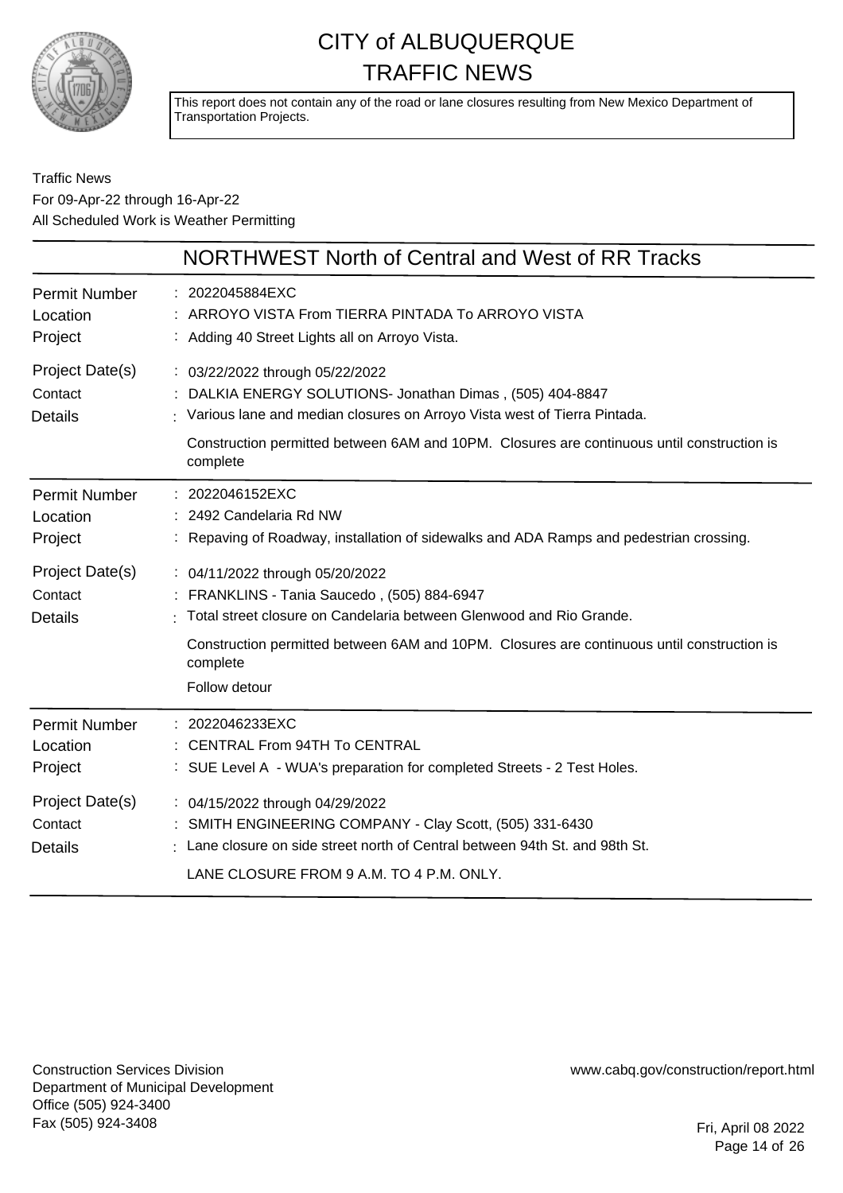# CITY of ALBUQUERQUE TRAFFIC NEWS

This report does not contain any of the road or lane closures resulting from New Mexico Department of Transportation Projects.

Traffic News
For 09-Apr-22 through 16-Apr-22
All Scheduled Work is Weather Permitting

## NORTHWEST North of Central and West of RR Tracks

**Permit Number** : 2022045884EXC
**Location** : ARROYO VISTA From TIERRA PINTADA To ARROYO VISTA
**Project** : Adding 40 Street Lights all on Arroyo Vista.
**Project Date(s)** : 03/22/2022 through 05/22/2022
**Contact** : DALKIA ENERGY SOLUTIONS- Jonathan Dimas , (505) 404-8847
**Details** : Various lane and median closures on Arroyo Vista west of Tierra Pintada.

Construction permitted between 6AM and 10PM. Closures are continuous until construction is complete

---

**Permit Number** : 2022046152EXC
**Location** : 2492 Candelaria Rd NW
**Project** : Repaving of Roadway, installation of sidewalks and ADA Ramps and pedestrian crossing.
**Project Date(s)** : 04/11/2022 through 05/20/2022
**Contact** : FRANKLINS - Tania Saucedo , (505) 884-6947
**Details** : Total street closure on Candelaria between Glenwood and Rio Grande.

Construction permitted between 6AM and 10PM. Closures are continuous until construction is complete

Follow detour

---

**Permit Number** : 2022046233EXC
**Location** : CENTRAL From 94TH To CENTRAL
**Project** : SUE Level A - WUA's preparation for completed Streets - 2 Test Holes.
**Project Date(s)** : 04/15/2022 through 04/29/2022
**Contact** : SMITH ENGINEERING COMPANY - Clay Scott, (505) 331-6430
**Details** : Lane closure on side street north of Central between 94th St. and 98th St.

LANE CLOSURE FROM 9 A.M. TO 4 P.M. ONLY.

---

Construction Services Division
Department of Municipal Development
Office (505) 924-3400
Fax (505) 924-3408

www.cabq.gov/construction/report.html

Fri, April 08 2022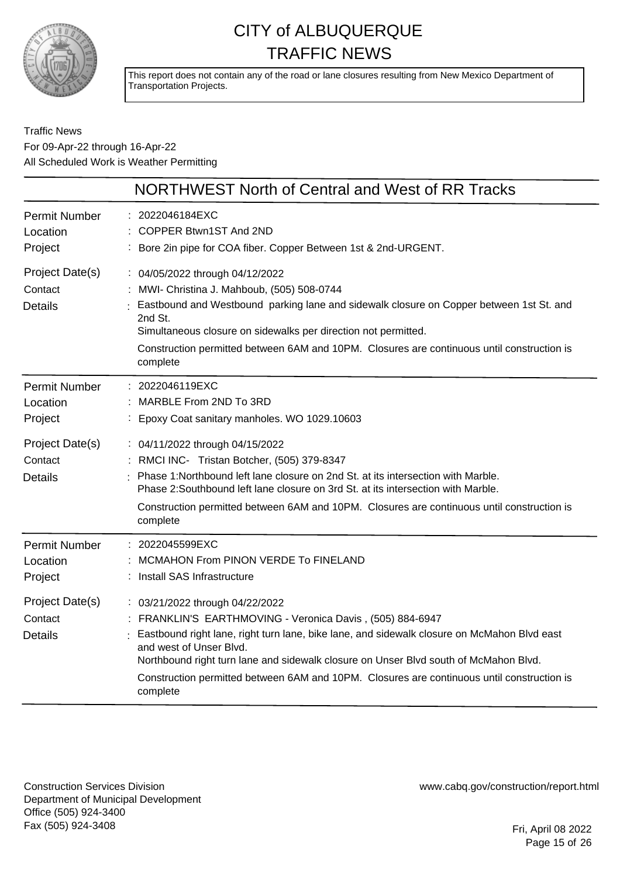# CITY of ALBUQUERQUE TRAFFIC NEWS

This report does not contain any of the road or lane closures resulting from New Mexico Department of Transportation Projects.

Traffic News
For 09-Apr-22 through 16-Apr-22
All Scheduled Work is Weather Permitting

## NORTHWEST North of Central and West of RR Tracks

**Permit Number**: 2022046184EXC
**Location**: COPPER Btwn1ST And 2ND
**Project**: Bore 2in pipe for COA fiber. Copper Between 1st & 2nd-URGENT.
**Project Date(s)**: 04/05/2022 through 04/12/2022
**Contact**: MWI- Christina J. Mahboub, (505) 508-0744
**Details**: Eastbound and Westbound parking lane and sidewalk closure on Copper between 1st St. and 2nd St.
Simultaneous closure on sidewalks per direction not permitted.
Construction permitted between 6AM and 10PM. Closures are continuous until construction is complete

---

**Permit Number**: 2022046119EXC
**Location**: MARBLE From 2ND To 3RD
**Project**: Epoxy Coat sanitary manholes. WO 1029.10603
**Project Date(s)**: 04/11/2022 through 04/15/2022
**Contact**: RMCI INC- Tristan Botcher, (505) 379-8347
**Details**: Phase 1:Northbound left lane closure on 2nd St. at its intersection with Marble.
Phase 2:Southbound left lane closure on 3rd St. at its intersection with Marble.
Construction permitted between 6AM and 10PM. Closures are continuous until construction is complete

---

**Permit Number**: 2022045599EXC
**Location**: MCMAHON From PINON VERDE To FINELAND
**Project**: Install SAS Infrastructure
**Project Date(s)**: 03/21/2022 through 04/22/2022
**Contact**: FRANKLIN'S EARTHMOVING - Veronica Davis , (505) 884-6947
**Details**: Eastbound right lane, right turn lane, bike lane, and sidewalk closure on McMahon Blvd east and west of Unser Blvd.
Northbound right turn lane and sidewalk closure on Unser Blvd south of McMahon Blvd.
Construction permitted between 6AM and 10PM. Closures are continuous until construction is complete

---

Construction Services Division
Department of Municipal Development
Office (505) 924-3400
Fax (505) 924-3408

www.cabq.gov/construction/report.html

Fri, April 08 2022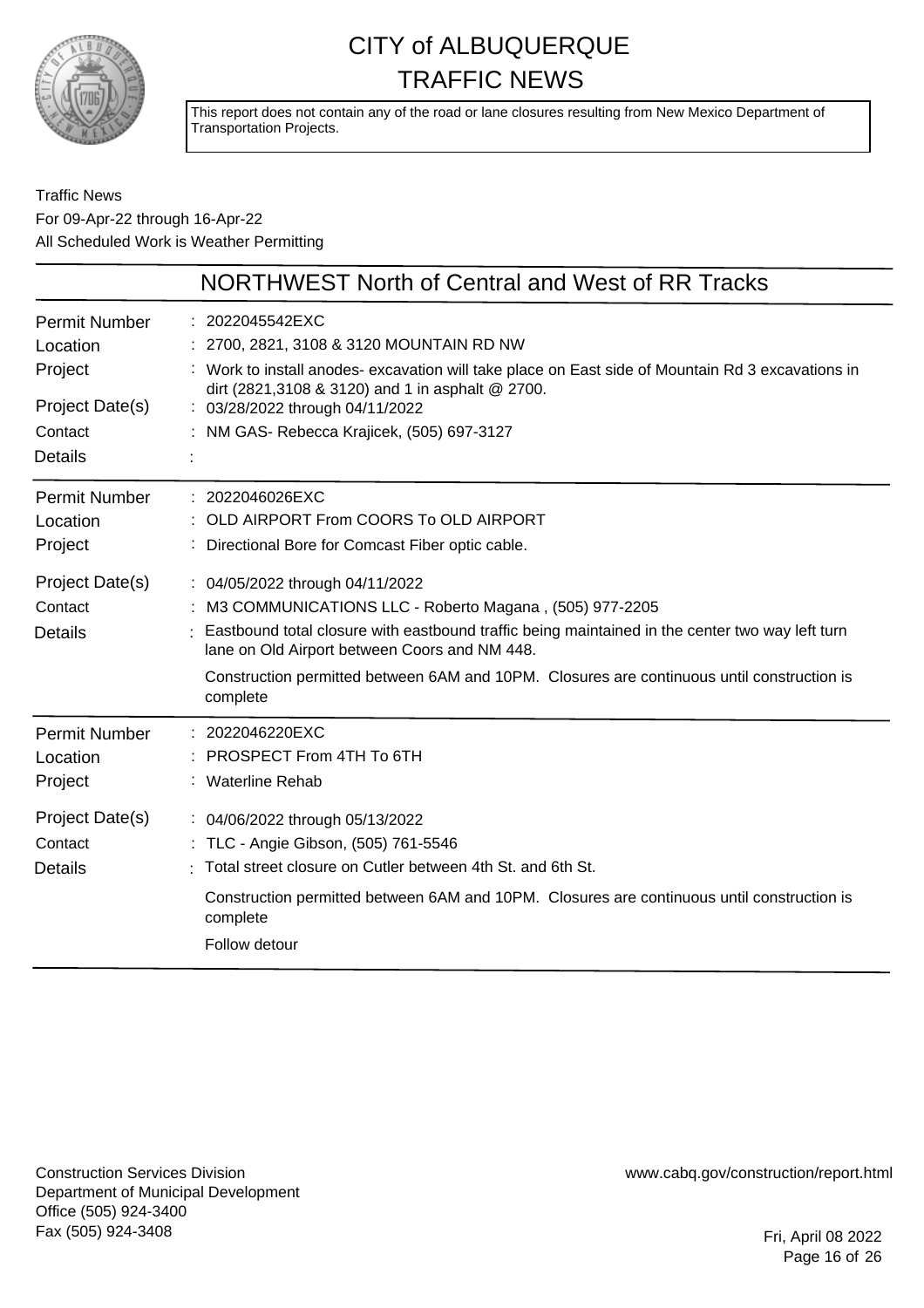# CITY of ALBUQUERQUE TRAFFIC NEWS

This report does not contain any of the road or lane closures resulting from New Mexico Department of Transportation Projects.

Traffic News
For 09-Apr-22 through 16-Apr-22
All Scheduled Work is Weather Permitting

## NORTHWEST North of Central and West of RR Tracks

| | |
|---|---|
| Permit Number | : 2022045542EXC |
| Location | : 2700, 2821, 3108 & 3120 MOUNTAIN RD NW |
| Project | : Work to install anodes- excavation will take place on East side of Mountain Rd 3 excavations in dirt (2821,3108 & 3120) and 1 in asphalt @ 2700. |
| Project Date(s) | : 03/28/2022 through 04/11/2022 |
| Contact | : NM GAS- Rebecca Krajicek, (505) 697-3127 |
| Details | : |

| | |
|---|---|
| Permit Number | : 2022046026EXC |
| Location | : OLD AIRPORT From COORS To OLD AIRPORT |
| Project | : Directional Bore for Comcast Fiber optic cable. |
| Project Date(s) | : 04/05/2022 through 04/11/2022 |
| Contact | : M3 COMMUNICATIONS LLC - Roberto Magana , (505) 977-2205 |
| Details | : Eastbound total closure with eastbound traffic being maintained in the center two way left turn lane on Old Airport between Coors and NM 448.<br><br>Construction permitted between 6AM and 10PM. Closures are continuous until construction is complete |

| | |
|---|---|
| Permit Number | : 2022046220EXC |
| Location | : PROSPECT From 4TH To 6TH |
| Project | : Waterline Rehab |
| Project Date(s) | : 04/06/2022 through 05/13/2022 |
| Contact | : TLC - Angie Gibson, (505) 761-5546 |
| Details | : Total street closure on Cutler between 4th St. and 6th St.<br><br>Construction permitted between 6AM and 10PM. Closures are continuous until construction is complete<br><br>Follow detour |

Construction Services Division
Department of Municipal Development
Office (505) 924-3400
Fax (505) 924-3408

www.cabq.gov/construction/report.html

Fri, April 08 2022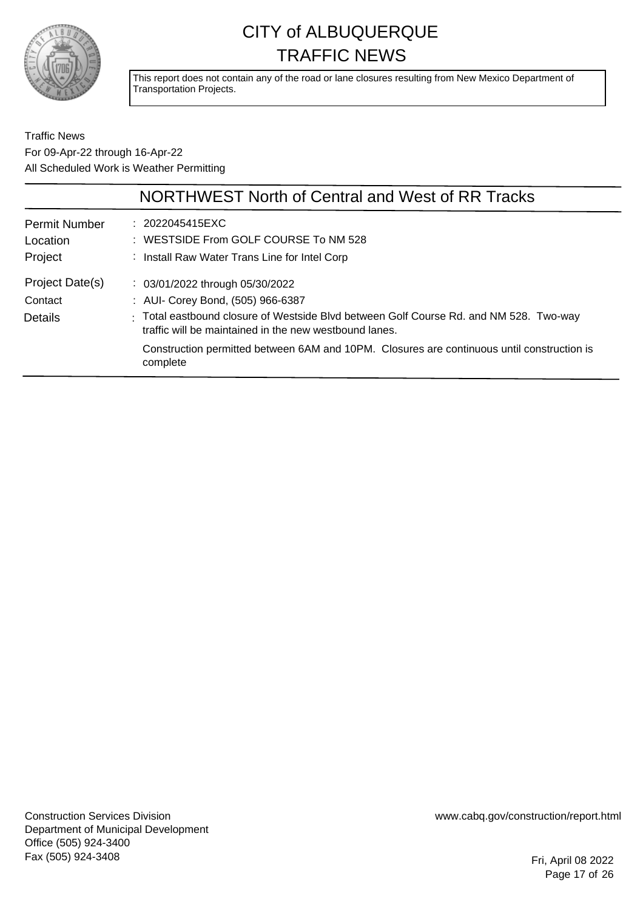# CITY of ALBUQUERQUE TRAFFIC NEWS

This report does not contain any of the road or lane closures resulting from New Mexico Department of Transportation Projects.

Traffic News
For 09-Apr-22 through 16-Apr-22
All Scheduled Work is Weather Permitting

## NORTHWEST North of Central and West of RR Tracks

| | |
|---|---|
| Permit Number | : 2022045415EXC |
| Location | : WESTSIDE From GOLF COURSE To NM 528 |
| Project | : Install Raw Water Trans Line for Intel Corp |
| Project Date(s) | : 03/01/2022 through 05/30/2022 |
| Contact | : AUI- Corey Bond, (505) 966-6387 |
| Details | : Total eastbound closure of Westside Blvd between Golf Course Rd. and NM 528. Two-way traffic will be maintained in the new westbound lanes.<br><br>Construction permitted between 6AM and 10PM. Closures are continuous until construction is complete |

Construction Services Division
Department of Municipal Development
Office (505) 924-3400
Fax (505) 924-3408

www.cabq.gov/construction/report.html

Fri, April 08 2022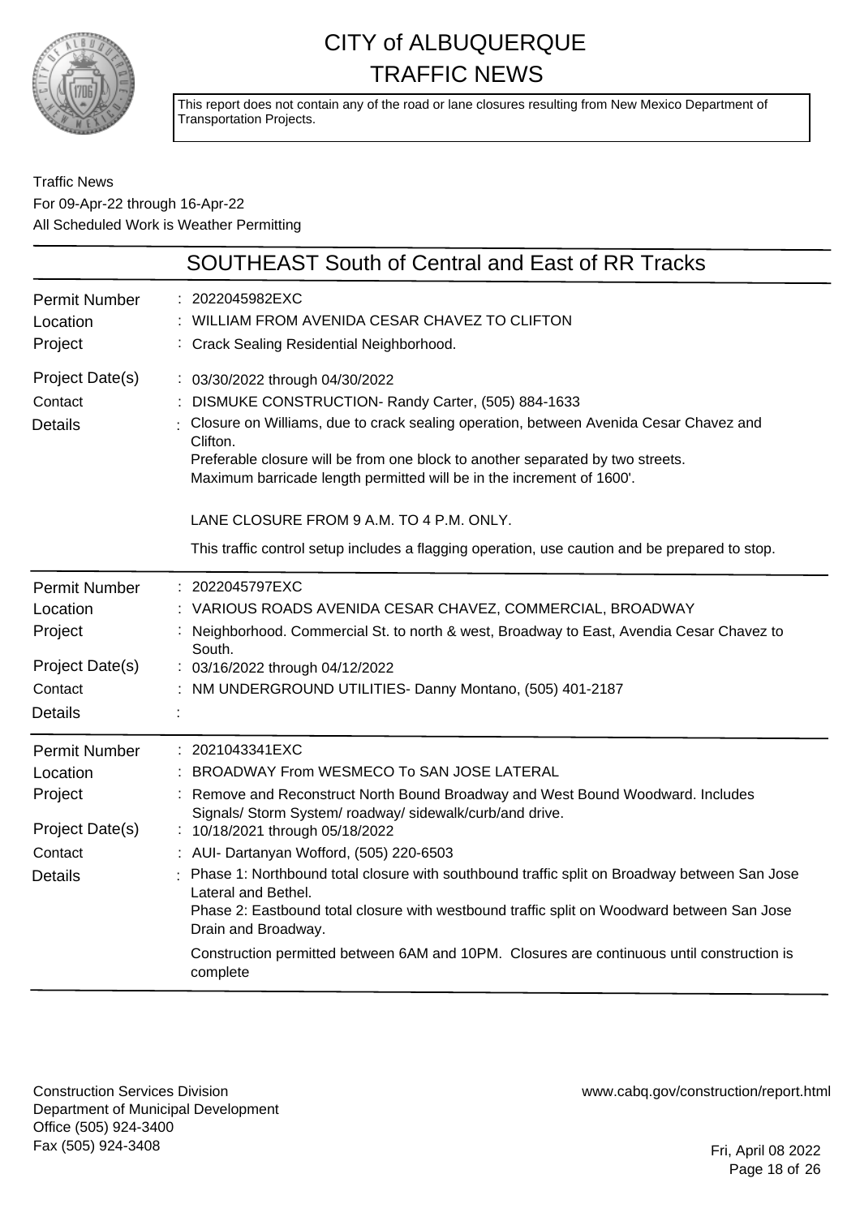# CITY of ALBUQUERQUE TRAFFIC NEWS

This report does not contain any of the road or lane closures resulting from New Mexico Department of Transportation Projects.

Traffic News
For 09-Apr-22 through 16-Apr-22
All Scheduled Work is Weather Permitting

## SOUTHEAST South of Central and East of RR Tracks

| | |
|---|---|
| Permit Number | : 2022045982EXC |
| Location | : WILLIAM FROM AVENIDA CESAR CHAVEZ TO CLIFTON |
| Project | : Crack Sealing Residential Neighborhood. |
| Project Date(s) | : 03/30/2022 through 04/30/2022 |
| Contact | : DISMUKE CONSTRUCTION- Randy Carter, (505) 884-1633 |
| Details | : Closure on Williams, due to crack sealing operation, between Avenida Cesar Chavez and Clifton. Preferable closure will be from one block to another separated by two streets. Maximum barricade length permitted will be in the increment of 1600'. LANE CLOSURE FROM 9 A.M. TO 4 P.M. ONLY. This traffic control setup includes a flagging operation, use caution and be prepared to stop. |

| | |
|---|---|
| Permit Number | : 2022045797EXC |
| Location | : VARIOUS ROADS AVENIDA CESAR CHAVEZ, COMMERCIAL, BROADWAY |
| Project | : Neighborhood. Commercial St. to north & west, Broadway to East, Avendia Cesar Chavez to South. |
| Project Date(s) | : 03/16/2022 through 04/12/2022 |
| Contact | : NM UNDERGROUND UTILITIES- Danny Montano, (505) 401-2187 |
| Details | : |

| | |
|---|---|
| Permit Number | : 2021043341EXC |
| Location | : BROADWAY From WESMECO To SAN JOSE LATERAL |
| Project | : Remove and Reconstruct North Bound Broadway and West Bound Woodward. Includes Signals/ Storm System/ roadway/ sidewalk/curb/and drive. |
| Project Date(s) | : 10/18/2021 through 05/18/2022 |
| Contact | : AUI- Dartanyan Wofford, (505) 220-6503 |
| Details | : Phase 1: Northbound total closure with southbound traffic split on Broadway between San Jose Lateral and Bethel. Phase 2: Eastbound total closure with westbound traffic split on Woodward between San Jose Drain and Broadway. Construction permitted between 6AM and 10PM. Closures are continuous until construction is complete |

Construction Services Division
Department of Municipal Development
Office (505) 924-3400
Fax (505) 924-3408

www.cabq.gov/construction/report.html

Fri, April 08 2022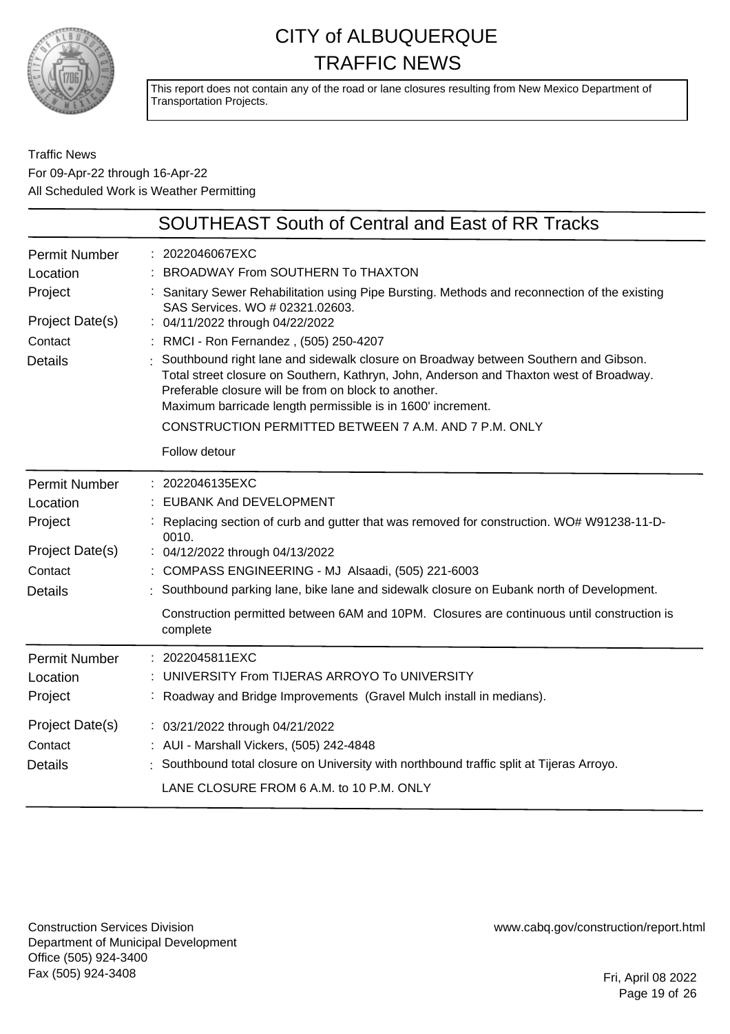# CITY of ALBUQUERQUE TRAFFIC NEWS

This report does not contain any of the road or lane closures resulting from New Mexico Department of Transportation Projects.

Traffic News
For 09-Apr-22 through 16-Apr-22
All Scheduled Work is Weather Permitting

## SOUTHEAST South of Central and East of RR Tracks

| | |
|---|---|
| Permit Number | : 2022046067EXC |
| Location | : BROADWAY From SOUTHERN To THAXTON |
| Project | : Sanitary Sewer Rehabilitation using Pipe Bursting. Methods and reconnection of the existing SAS Services. WO # 02321.02603. |
| Project Date(s) | : 04/11/2022 through 04/22/2022 |
| Contact | : RMCI - Ron Fernandez , (505) 250-4207 |
| Details | : Southbound right lane and sidewalk closure on Broadway between Southern and Gibson. Total street closure on Southern, Kathryn, John, Anderson and Thaxton west of Broadway. Preferable closure will be from on block to another. Maximum barricade length permissible is in 1600' increment. CONSTRUCTION PERMITTED BETWEEN 7 A.M. AND 7 P.M. ONLY Follow detour |

| | |
|---|---|
| Permit Number | : 2022046135EXC |
| Location | : EUBANK And DEVELOPMENT |
| Project | : Replacing section of curb and gutter that was removed for construction. WO# W91238-11-D-0010. |
| Project Date(s) | : 04/12/2022 through 04/13/2022 |
| Contact | : COMPASS ENGINEERING - MJ Alsaadi, (505) 221-6003 |
| Details | : Southbound parking lane, bike lane and sidewalk closure on Eubank north of Development. Construction permitted between 6AM and 10PM. Closures are continuous until construction is complete |

| | |
|---|---|
| Permit Number | : 2022045811EXC |
| Location | : UNIVERSITY From TIJERAS ARROYO To UNIVERSITY |
| Project | : Roadway and Bridge Improvements (Gravel Mulch install in medians). |
| Project Date(s) | : 03/21/2022 through 04/21/2022 |
| Contact | : AUI - Marshall Vickers, (505) 242-4848 |
| Details | : Southbound total closure on University with northbound traffic split at Tijeras Arroyo. LANE CLOSURE FROM 6 A.M. to 10 P.M. ONLY |

Construction Services Division
Department of Municipal Development
Office (505) 924-3400
Fax (505) 924-3408

www.cabq.gov/construction/report.html

Fri, April 08 2022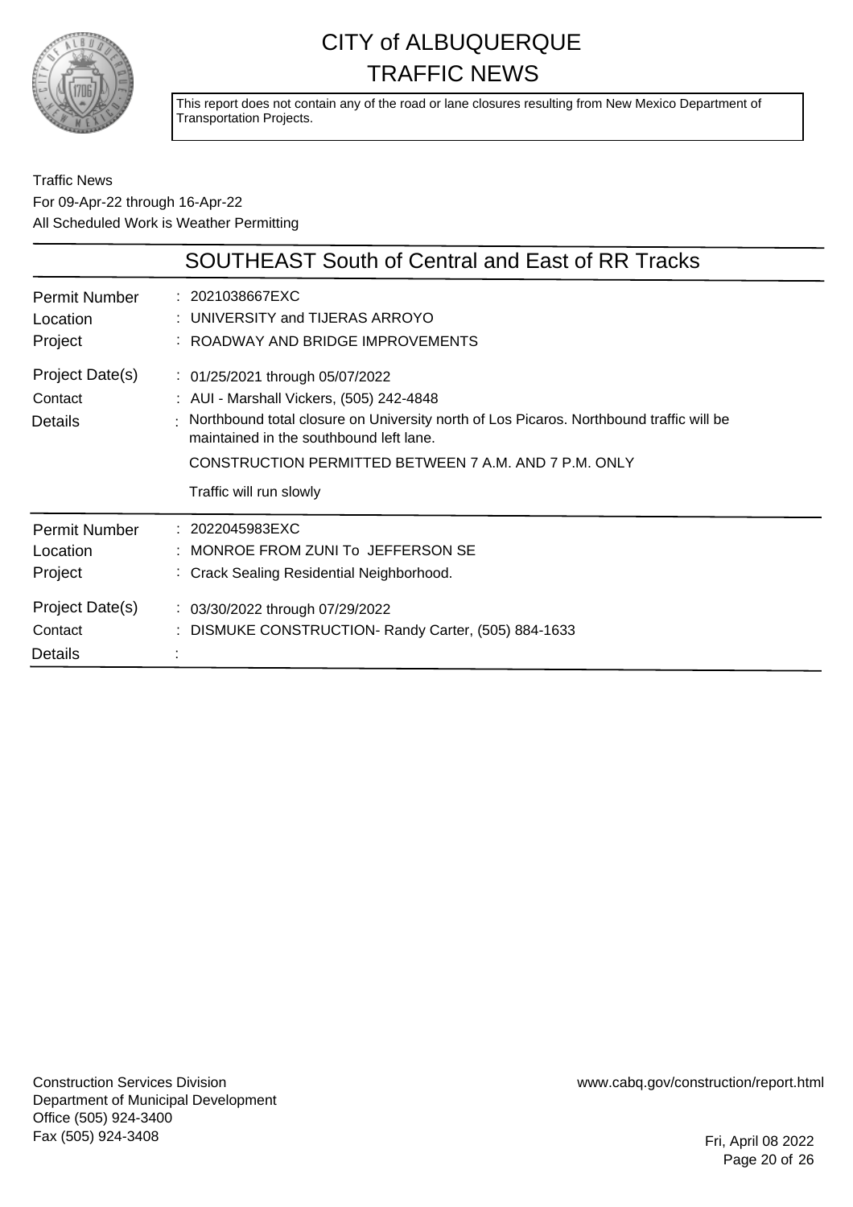# CITY of ALBUQUERQUE
# TRAFFIC NEWS

This report does not contain any of the road or lane closures resulting from New Mexico Department of Transportation Projects.

Traffic News
For 09-Apr-22 through 16-Apr-22
All Scheduled Work is Weather Permitting

## SOUTHEAST South of Central and East of RR Tracks

| | |
|---|---|
| Permit Number | : 2021038667EXC |
| Location | : UNIVERSITY and TIJERAS ARROYO |
| Project | : ROADWAY AND BRIDGE IMPROVEMENTS |
| Project Date(s) | : 01/25/2021 through 05/07/2022 |
| Contact | : AUI - Marshall Vickers, (505) 242-4848 |
| Details | : Northbound total closure on University north of Los Picaros. Northbound traffic will be maintained in the southbound left lane.<br>CONSTRUCTION PERMITTED BETWEEN 7 A.M. AND 7 P.M. ONLY<br>Traffic will run slowly |

| | |
|---|---|
| Permit Number | : 2022045983EXC |
| Location | : MONROE FROM ZUNI To JEFFERSON SE |
| Project | : Crack Sealing Residential Neighborhood. |
| Project Date(s) | : 03/30/2022 through 07/29/2022 |
| Contact | : DISMUKE CONSTRUCTION- Randy Carter, (505) 884-1633 |
| Details | : |

Construction Services Division
Department of Municipal Development
Office (505) 924-3400
Fax (505) 924-3408

www.cabq.gov/construction/report.html

Fri, April 08 2022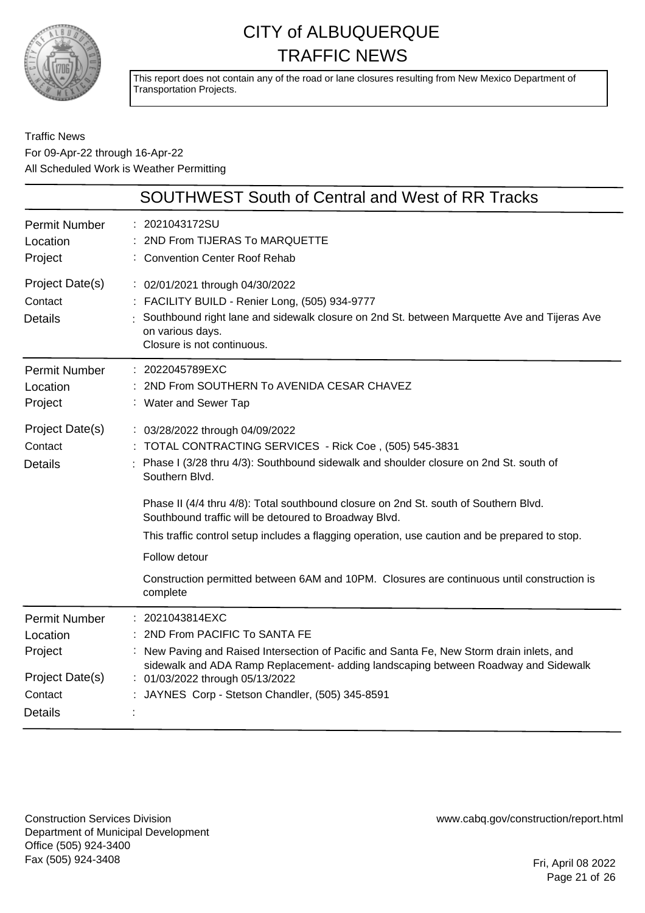# CITY of ALBUQUERQUE TRAFFIC NEWS

This report does not contain any of the road or lane closures resulting from New Mexico Department of Transportation Projects.

Traffic News
For 09-Apr-22 through 16-Apr-22
All Scheduled Work is Weather Permitting

## SOUTHWEST South of Central and West of RR Tracks

| | |
|---|---|
| Permit Number | 2021043172SU |
| Location | 2ND From TIJERAS To MARQUETTE |
| Project | Convention Center Roof Rehab |
| Project Date(s) | 02/01/2021 through 04/30/2022 |
| Contact | FACILITY BUILD - Renier Long, (505) 934-9777 |
| Details | Southbound right lane and sidewalk closure on 2nd St. between Marquette Ave and Tijeras Ave on various days.<br>Closure is not continuous. |

| | |
|---|---|
| Permit Number | 2022045789EXC |
| Location | 2ND From SOUTHERN To AVENIDA CESAR CHAVEZ |
| Project | Water and Sewer Tap |
| Project Date(s) | 03/28/2022 through 04/09/2022 |
| Contact | TOTAL CONTRACTING SERVICES - Rick Coe , (505) 545-3831 |
| Details | Phase I (3/28 thru 4/3): Southbound sidewalk and shoulder closure on 2nd St. south of Southern Blvd.<br><br>Phase II (4/4 thru 4/8): Total southbound closure on 2nd St. south of Southern Blvd. Southbound traffic will be detoured to Broadway Blvd.<br>This traffic control setup includes a flagging operation, use caution and be prepared to stop.<br>Follow detour<br>Construction permitted between 6AM and 10PM. Closures are continuous until construction is complete |

| | |
|---|---|
| Permit Number | 2021043814EXC |
| Location | 2ND From PACIFIC To SANTA FE |
| Project | New Paving and Raised Intersection of Pacific and Santa Fe, New Storm drain inlets, and sidewalk and ADA Ramp Replacement- adding landscaping between Roadway and Sidewalk |
| Project Date(s) | 01/03/2022 through 05/13/2022 |
| Contact | JAYNES Corp - Stetson Chandler, (505) 345-8591 |
| Details | |

Construction Services Division
Department of Municipal Development
Office (505) 924-3400
Fax (505) 924-3408

www.cabq.gov/construction/report.html

Fri, April 08 2022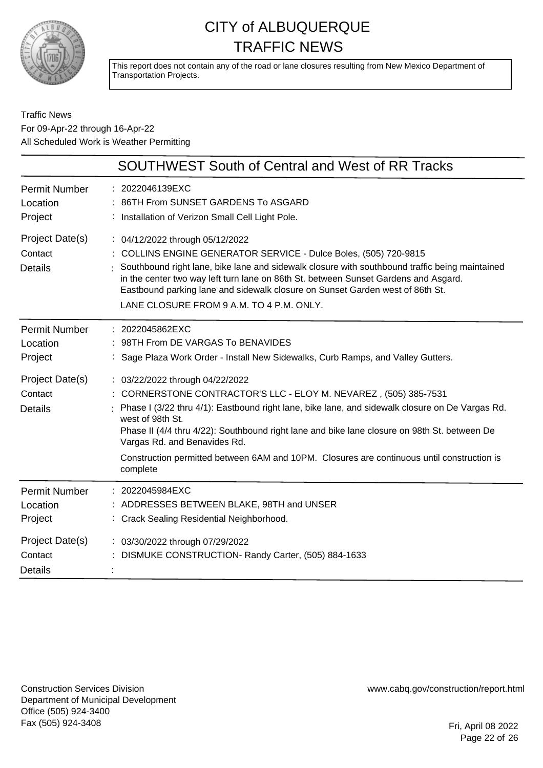# CITY of ALBUQUERQUE TRAFFIC NEWS

This report does not contain any of the road or lane closures resulting from New Mexico Department of Transportation Projects.

Traffic News
For 09-Apr-22 through 16-Apr-22
All Scheduled Work is Weather Permitting

## SOUTHWEST South of Central and West of RR Tracks

| | |
|---|---|
| Permit Number | : 2022046139EXC |
| Location | : 86TH From SUNSET GARDENS To ASGARD |
| Project | : Installation of Verizon Small Cell Light Pole. |
| Project Date(s) | : 04/12/2022 through 05/12/2022 |
| Contact | : COLLINS ENGINE GENERATOR SERVICE - Dulce Boles, (505) 720-9815 |
| Details | : Southbound right lane, bike lane and sidewalk closure with southbound traffic being maintained in the center two way left turn lane on 86th St. between Sunset Gardens and Asgard. Eastbound parking lane and sidewalk closure on Sunset Garden west of 86th St. LANE CLOSURE FROM 9 A.M. TO 4 P.M. ONLY. |

| | |
|---|---|
| Permit Number | : 2022045862EXC |
| Location | : 98TH From DE VARGAS To BENAVIDES |
| Project | : Sage Plaza Work Order - Install New Sidewalks, Curb Ramps, and Valley Gutters. |
| Project Date(s) | : 03/22/2022 through 04/22/2022 |
| Contact | : CORNERSTONE CONTRACTOR'S LLC - ELOY M. NEVAREZ , (505) 385-7531 |
| Details | : Phase I (3/22 thru 4/1): Eastbound right lane, bike lane, and sidewalk closure on De Vargas Rd. west of 98th St. Phase II (4/4 thru 4/22): Southbound right lane and bike lane closure on 98th St. between De Vargas Rd. and Benavides Rd. Construction permitted between 6AM and 10PM. Closures are continuous until construction is complete |

| | |
|---|---|
| Permit Number | : 2022045984EXC |
| Location | : ADDRESSES BETWEEN BLAKE, 98TH and UNSER |
| Project | : Crack Sealing Residential Neighborhood. |
| Project Date(s) | : 03/30/2022 through 07/29/2022 |
| Contact | : DISMUKE CONSTRUCTION- Randy Carter, (505) 884-1633 |
| Details | : |

Construction Services Division
Department of Municipal Development
Office (505) 924-3400
Fax (505) 924-3408

www.cabq.gov/construction/report.html

Fri, April 08 2022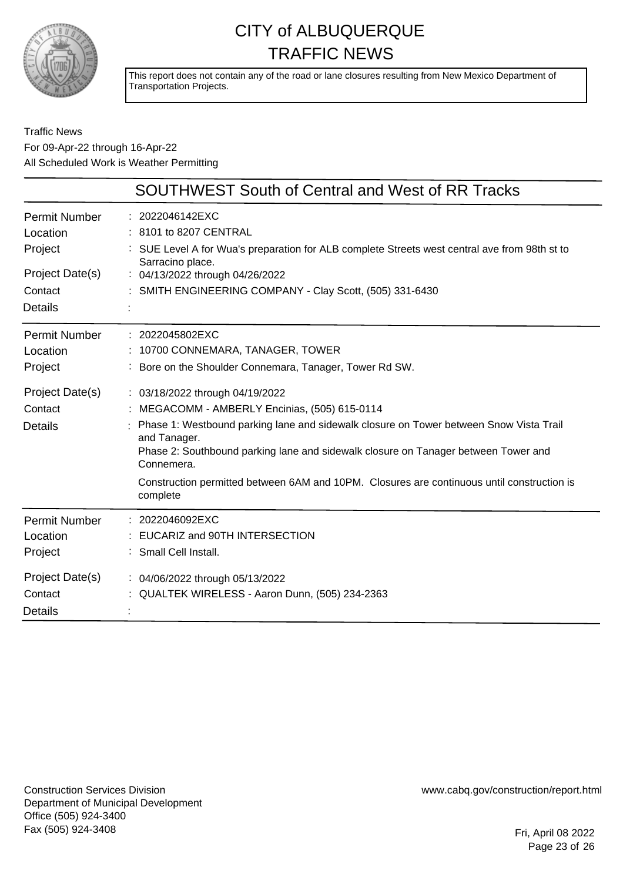# CITY of ALBUQUERQUE TRAFFIC NEWS

This report does not contain any of the road or lane closures resulting from New Mexico Department of Transportation Projects.

Traffic News
For 09-Apr-22 through 16-Apr-22
All Scheduled Work is Weather Permitting

## SOUTHWEST South of Central and West of RR Tracks

| | |
|---|---|
| Permit Number | : 2022046142EXC |
| Location | : 8101 to 8207 CENTRAL |
| Project | : SUE Level A for Wua's preparation for ALB complete Streets west central ave from 98th st to Sarracino place. |
| Project Date(s) | : 04/13/2022 through 04/26/2022 |
| Contact | : SMITH ENGINEERING COMPANY - Clay Scott, (505) 331-6430 |
| Details | : |

| | |
|---|---|
| Permit Number | : 2022045802EXC |
| Location | : 10700 CONNEMARA, TANAGER, TOWER |
| Project | : Bore on the Shoulder Connemara, Tanager, Tower Rd SW. |
| Project Date(s) | : 03/18/2022 through 04/19/2022 |
| Contact | : MEGACOMM - AMBERLY Encinias, (505) 615-0114 |
| Details | : Phase 1: Westbound parking lane and sidewalk closure on Tower between Snow Vista Trail and Tanager.<br>Phase 2: Southbound parking lane and sidewalk closure on Tanager between Tower and Connemera.<br>Construction permitted between 6AM and 10PM. Closures are continuous until construction is complete |

| | |
|---|---|
| Permit Number | : 2022046092EXC |
| Location | : EUCARIZ and 90TH INTERSECTION |
| Project | : Small Cell Install. |
| Project Date(s) | : 04/06/2022 through 05/13/2022 |
| Contact | : QUALTEK WIRELESS - Aaron Dunn, (505) 234-2363 |
| Details | : |

Construction Services Division
Department of Municipal Development
Office (505) 924-3400
Fax (505) 924-3408

www.cabq.gov/construction/report.html

Fri, April 08 2022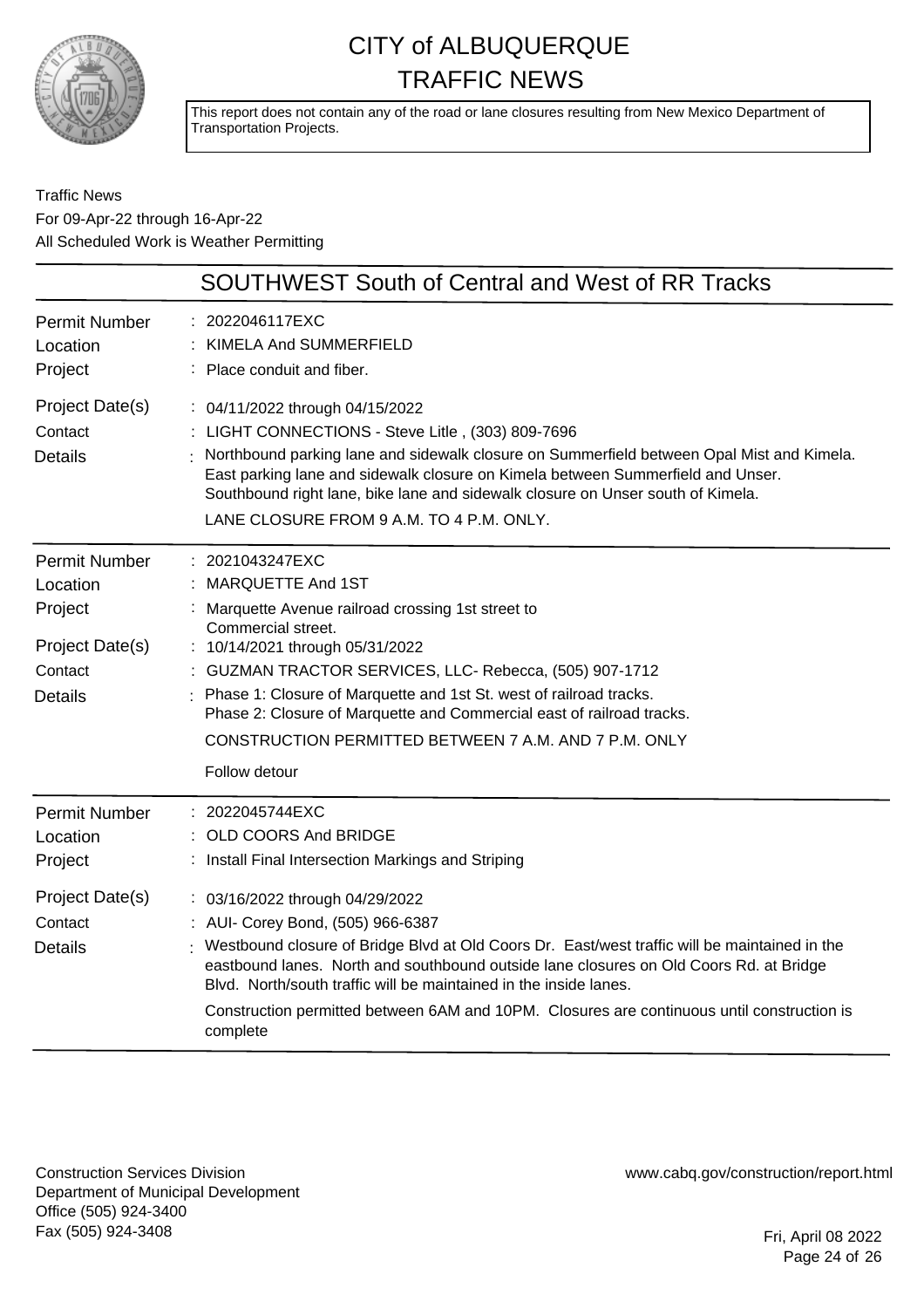# CITY of ALBUQUERQUE TRAFFIC NEWS

This report does not contain any of the road or lane closures resulting from New Mexico Department of Transportation Projects.

Traffic News
For 09-Apr-22 through 16-Apr-22
All Scheduled Work is Weather Permitting

## SOUTHWEST South of Central and West of RR Tracks

**Permit Number**: 2022046117EXC
**Location**: KIMELA And SUMMERFIELD
**Project**: Place conduit and fiber.
**Project Date(s)**: 04/11/2022 through 04/15/2022
**Contact**: LIGHT CONNECTIONS - Steve Litle , (303) 809-7696
**Details**: Northbound parking lane and sidewalk closure on Summerfield between Opal Mist and Kimela. East parking lane and sidewalk closure on Kimela between Summerfield and Unser. Southbound right lane, bike lane and sidewalk closure on Unser south of Kimela.

LANE CLOSURE FROM 9 A.M. TO 4 P.M. ONLY.

---

**Permit Number**: 2021043247EXC
**Location**: MARQUETTE And 1ST
**Project**: Marquette Avenue railroad crossing 1st street to Commercial street.
**Project Date(s)**: 10/14/2021 through 05/31/2022
**Contact**: GUZMAN TRACTOR SERVICES, LLC- Rebecca, (505) 907-1712
**Details**: Phase 1: Closure of Marquette and 1st St. west of railroad tracks.
Phase 2: Closure of Marquette and Commercial east of railroad tracks.

CONSTRUCTION PERMITTED BETWEEN 7 A.M. AND 7 P.M. ONLY

Follow detour

---

**Permit Number**: 2022045744EXC
**Location**: OLD COORS And BRIDGE
**Project**: Install Final Intersection Markings and Striping
**Project Date(s)**: 03/16/2022 through 04/29/2022
**Contact**: AUI- Corey Bond, (505) 966-6387
**Details**: Westbound closure of Bridge Blvd at Old Coors Dr. East/west traffic will be maintained in the eastbound lanes. North and southbound outside lane closures on Old Coors Rd. at Bridge Blvd. North/south traffic will be maintained in the inside lanes.

Construction permitted between 6AM and 10PM. Closures are continuous until construction is complete

---

Construction Services Division
Department of Municipal Development
Office (505) 924-3400
Fax (505) 924-3408

www.cabq.gov/construction/report.html

Fri, April 08 2022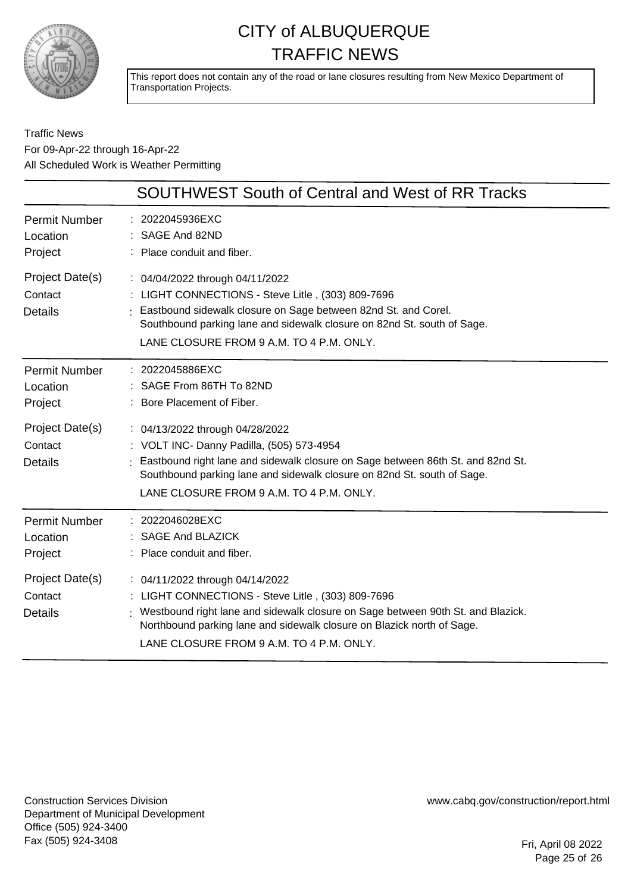# CITY of ALBUQUERQUE TRAFFIC NEWS

This report does not contain any of the road or lane closures resulting from New Mexico Department of Transportation Projects.

Traffic News
For 09-Apr-22 through 16-Apr-22
All Scheduled Work is Weather Permitting

## SOUTHWEST South of Central and West of RR Tracks

| | |
|---|---|
| Permit Number | : 2022045936EXC |
| Location | : SAGE And 82ND |
| Project | : Place conduit and fiber. |
| Project Date(s) | : 04/04/2022 through 04/11/2022 |
| Contact | : LIGHT CONNECTIONS - Steve Litle , (303) 809-7696 |
| Details | : Eastbound sidewalk closure on Sage between 82nd St. and Corel. Southbound parking lane and sidewalk closure on 82nd St. south of Sage. LANE CLOSURE FROM 9 A.M. TO 4 P.M. ONLY. |

| | |
|---|---|
| Permit Number | : 2022045886EXC |
| Location | : SAGE From 86TH To 82ND |
| Project | : Bore Placement of Fiber. |
| Project Date(s) | : 04/13/2022 through 04/28/2022 |
| Contact | : VOLT INC- Danny Padilla, (505) 573-4954 |
| Details | : Eastbound right lane and sidewalk closure on Sage between 86th St. and 82nd St. Southbound parking lane and sidewalk closure on 82nd St. south of Sage. LANE CLOSURE FROM 9 A.M. TO 4 P.M. ONLY. |

| | |
|---|---|
| Permit Number | : 2022046028EXC |
| Location | : SAGE And BLAZICK |
| Project | : Place conduit and fiber. |
| Project Date(s) | : 04/11/2022 through 04/14/2022 |
| Contact | : LIGHT CONNECTIONS - Steve Litle , (303) 809-7696 |
| Details | : Westbound right lane and sidewalk closure on Sage between 90th St. and Blazick. Northbound parking lane and sidewalk closure on Blazick north of Sage. LANE CLOSURE FROM 9 A.M. TO 4 P.M. ONLY. |

Construction Services Division
Department of Municipal Development
Office (505) 924-3400
Fax (505) 924-3408

www.cabq.gov/construction/report.html

Fri, April 08 2022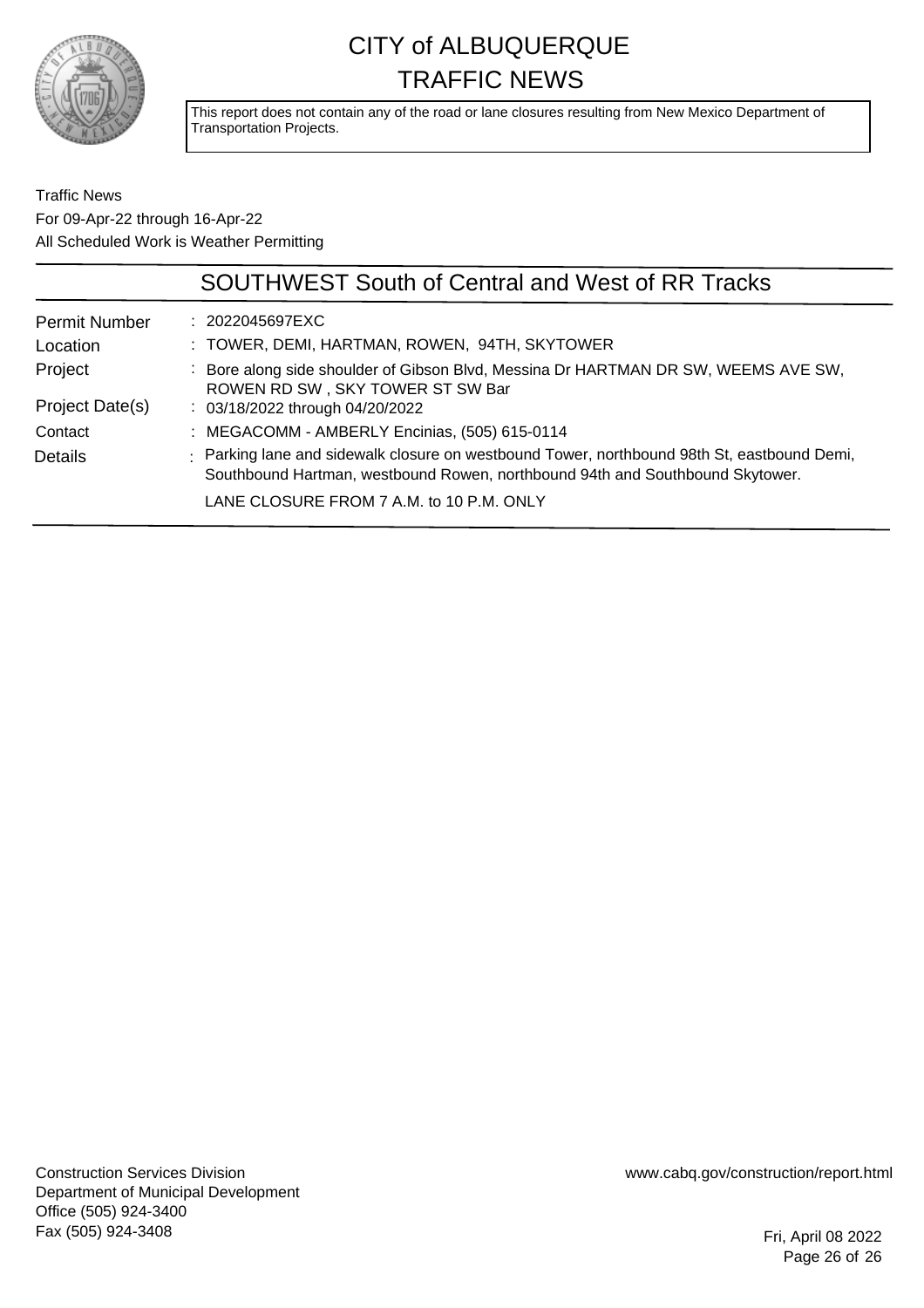# CITY of ALBUQUERQUE TRAFFIC NEWS

This report does not contain any of the road or lane closures resulting from New Mexico Department of Transportation Projects.

Traffic News
For 09-Apr-22 through 16-Apr-22
All Scheduled Work is Weather Permitting

## SOUTHWEST South of Central and West of RR Tracks

| | |
|---|---|
| Permit Number | : 2022045697EXC |
| Location | : TOWER, DEMI, HARTMAN, ROWEN, 94TH, SKYTOWER |
| Project | : Bore along side shoulder of Gibson Blvd, Messina Dr HARTMAN DR SW, WEEMS AVE SW, ROWEN RD SW , SKY TOWER ST SW Bar |
| Project Date(s) | : 03/18/2022 through 04/20/2022 |
| Contact | : MEGACOMM - AMBERLY Encinias, (505) 615-0114 |
| Details | : Parking lane and sidewalk closure on westbound Tower, northbound 98th St, eastbound Demi, Southbound Hartman, westbound Rowen, northbound 94th and Southbound Skytower. LANE CLOSURE FROM 7 A.M. to 10 P.M. ONLY |

Construction Services Division
Department of Municipal Development
Office (505) 924-3400
Fax (505) 924-3408

www.cabq.gov/construction/report.html

Fri, April 08 2022